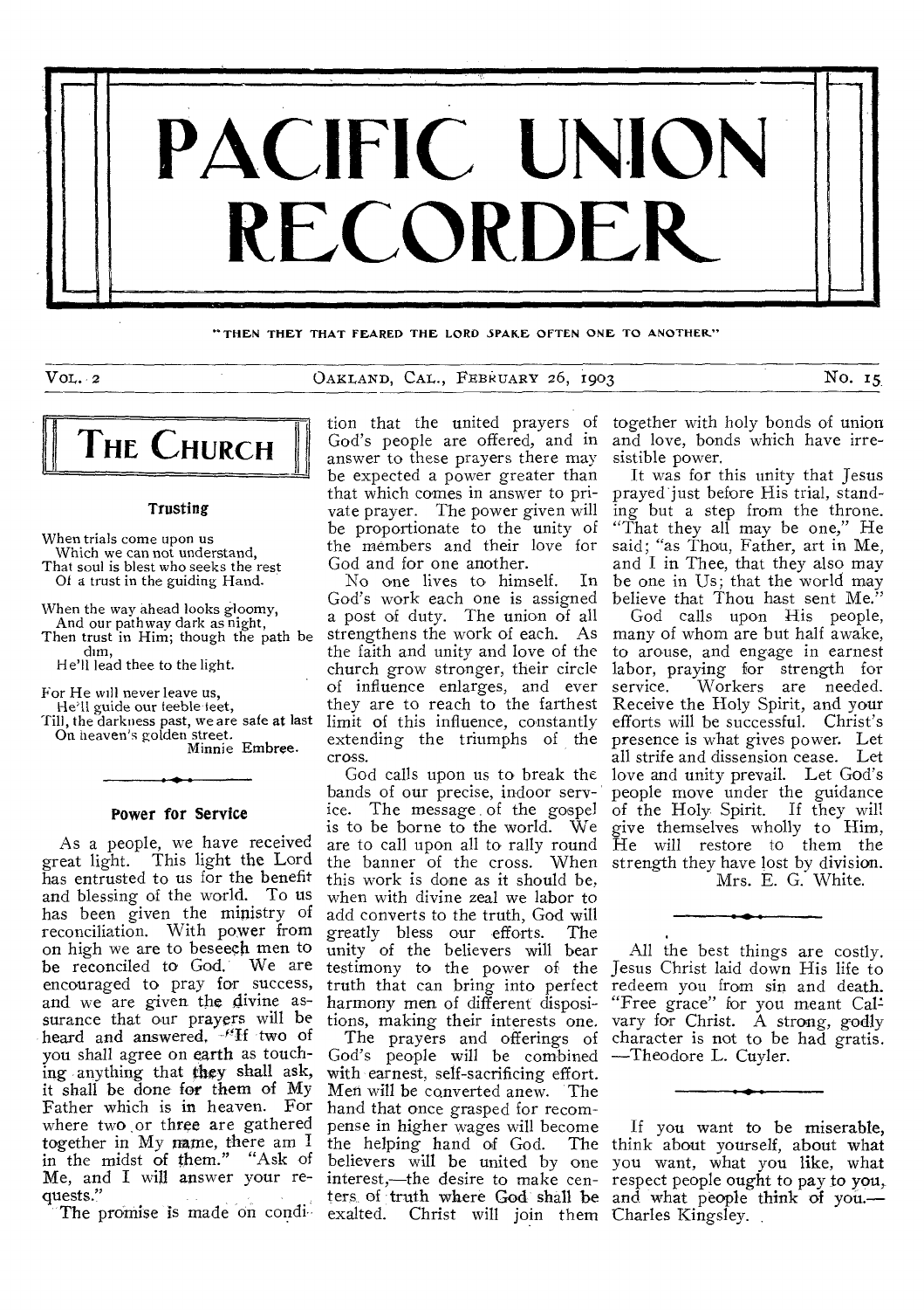# PACIFIC UNION RECORDER

"THEN THEY THAT FEARED THE LORD SPAKE OFTEN ONE TO ANOTHER."

VOL. 2 — OAKLAND, CAL., FEBRUARY 26, 1903 — NO. 15

## THE CHURCH

### Trusting

When trials come upon us
 Which we can not understand,
That soul is blest who seeks the rest
 Of a trust in the guiding Hand.

When the way ahead looks gloomy,
 And our pathway dark as night,
Then trust in Him; though the path be dim,
 He'll lead thee to the light.

For He will never leave us,
 He'll guide our feeble feet,
Till, the darkness past, we are safe at last
 On heaven's golden street.

Minnie Embree.

### Power for Service

As a people, we have received great light. This light the Lord has entrusted to us for the benefit and blessing of the world. To us has been given the ministry of reconciliation. With power from on high we are to beseech men to be reconciled to God. We are encouraged to pray for success, and we are given the divine assurance that our prayers will be heard and answered. "If two of you shall agree on earth as touching anything that they shall ask, it shall be done for them of My Father which is in heaven. For where two or three are gathered together in My name, there am I in the midst of them." "Ask of Me, and I will answer your requests."

The promise is made on condition that the united prayers of God's people are offered, and in answer to these prayers there may be expected a power greater than that which comes in answer to private prayer. The power given will be proportionate to the unity of the members and their love for God and for one another.

No one lives to himself. In God's work each one is assigned a post of duty. The union of all strengthens the work of each. As the faith and unity and love of the church grow stronger, their circle of influence enlarges, and ever they are to reach to the farthest limit of this influence, constantly extending the triumphs of the cross.

God calls upon us to break the bands of our precise, indoor service. The message of the gospel is to be borne to the world. We are to call upon all to rally round the banner of the cross. When this work is done as it should be, when with divine zeal we labor to add converts to the truth, God will greatly bless our efforts. The unity of the believers will bear testimony to the power of the truth that can bring into perfect harmony men of different dispositions, making their interests one.

The prayers and offerings of God's people will be combined with earnest, self-sacrificing effort. Men will be converted anew. The hand that once grasped for recompense in higher wages will become the helping hand of God. The believers will be united by one interest,—the desire to make centers of truth where God shall be exalted. Christ will join them together with holy bonds of union and love, bonds which have irresistible power.

It was for this unity that Jesus prayed just before His trial, standing but a step from the throne. "That they all may be one," He said; "as Thou, Father, art in Me, and I in Thee, that they also may be one in Us; that the world may believe that Thou hast sent Me."

God calls upon His people, many of whom are but half awake, to arouse, and engage in earnest labor, praying for strength for service. Workers are needed. Receive the Holy Spirit, and your efforts will be successful. Christ's presence is what gives power. Let all strife and dissension cease. Let love and unity prevail. Let God's people move under the guidance of the Holy Spirit. If they will give themselves wholly to Him, He will restore to them the strength they have lost by division.

Mrs. E. G. White.

---

All the best things are costly. Jesus Christ laid down His life to redeem you from sin and death. "Free grace" for you meant Calvary for Christ. A strong, godly character is not to be had gratis. —Theodore L. Cuyler.

---

If you want to be miserable, think about yourself, about what you want, what you like, what respect people ought to pay to you, and what people think of you.—Charles Kingsley.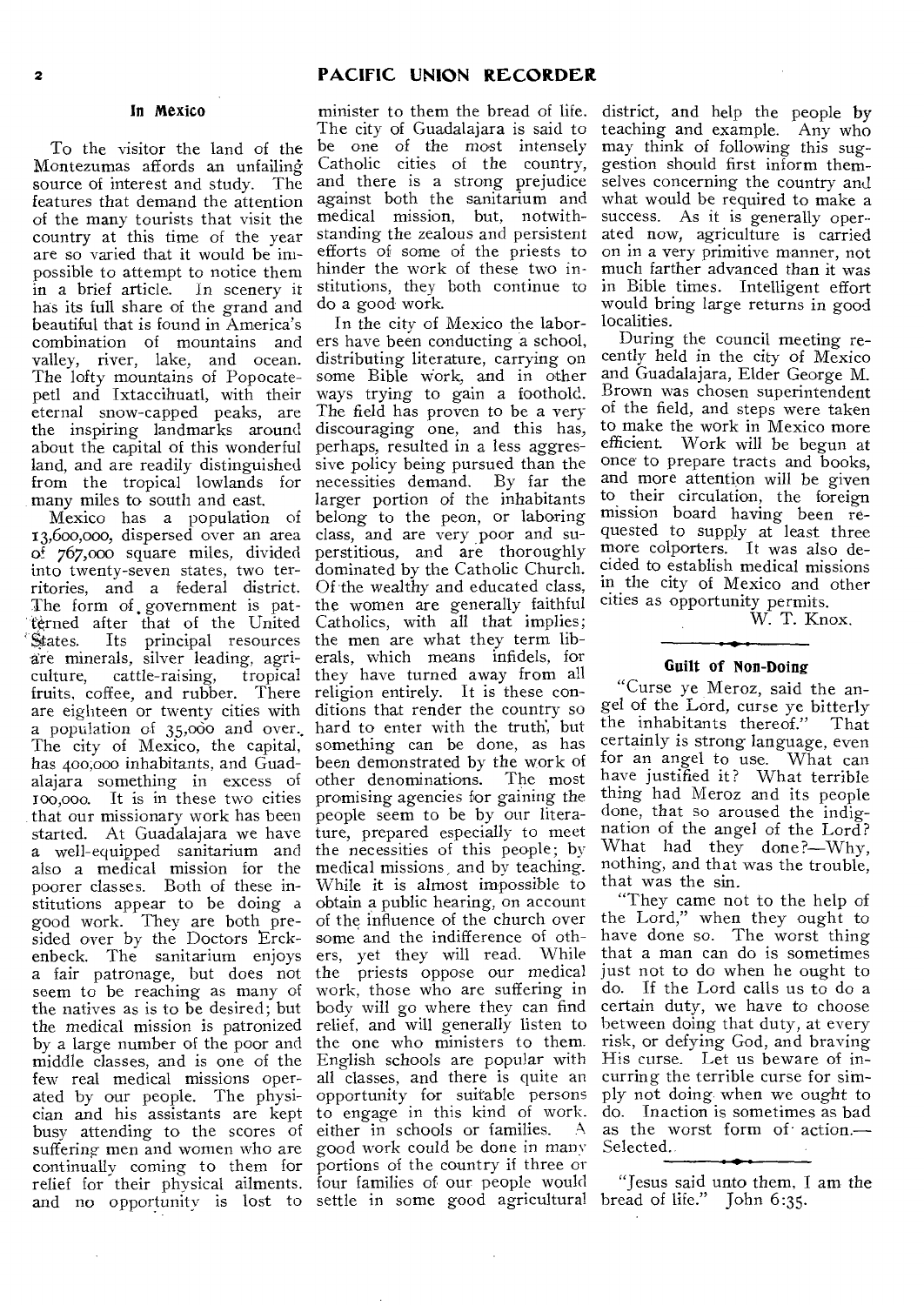## In Mexico

To the visitor the land of the Montezumas affords an unfailing source of interest and study. The features that demand the attention of the many tourists that visit the country at this time of the year are so varied that it would be impossible to attempt to notice them in a brief article. In scenery it has its full share of the grand and beautiful that is found in America's combination of mountains and valley, river, lake, and ocean. The lofty mountains of Popocatepetl and Ixtaccihuatl, with their eternal snow-capped peaks, are the inspiring landmarks around about the capital of this wonderful land, and are readily distinguished from the tropical lowlands for many miles to south and east.

Mexico has a population of 13,600,000, dispersed over an area of 767,000 square miles, divided into twenty-seven states, two territories, and a federal district. The form of government is patterned after that of the United States. Its principal resources are minerals, silver leading, agriculture, cattle-raising, tropical fruits, coffee, and rubber. There are eighteen or twenty cities with a population of 35,000 and over. The city of Mexico, the capital, has 400,000 inhabitants, and Guadalajara something in excess of 100,000. It is in these two cities that our missionary work has been started. At Guadalajara we have a well-equipped sanitarium and also a medical mission for the poorer classes. Both of these institutions appear to be doing a good work. They are both presided over by the Doctors Erckenbeck. The sanitarium enjoys a fair patronage, but does not seem to be reaching as many of the natives as is to be desired; but the medical mission is patronized by a large number of the poor and middle classes, and is one of the few real medical missions operated by our people. The physician and his assistants are kept busy attending to the scores of suffering men and women who are continually coming to them for relief for their physical ailments, and no opportunity is lost to minister to them the bread of life. The city of Guadalajara is said to be one of the most intensely Catholic cities of the country, and there is a strong prejudice against both the sanitarium and medical mission, but, notwithstanding the zealous and persistent efforts of some of the priests to hinder the work of these two institutions, they both continue to do a good work.

In the city of Mexico the laborers have been conducting a school, distributing literature, carrying on some Bible work, and in other ways trying to gain a foothold. The field has proven to be a very discouraging one, and this has, perhaps, resulted in a less aggressive policy being pursued than the necessities demand. By far the larger portion of the inhabitants belong to the peon, or laboring class, and are very poor and superstitious, and are thoroughly dominated by the Catholic Church. Of the wealthy and educated class, the women are generally faithful Catholics, with all that implies; the men are what they term liberals, which means infidels, for they have turned away from all religion entirely. It is these conditions that render the country so hard to enter with the truth, but something can be done, as has been demonstrated by the work of other denominations. The most promising agencies for gaining the people seem to be by our literature, prepared especially to meet the necessities of this people; by medical missions, and by teaching. While it is almost impossible to obtain a public hearing, on account of the influence of the church over some and the indifference of others, yet they will read. While the priests oppose our medical work, those who are suffering in body will go where they can find relief, and will generally listen to the one who ministers to them. English schools are popular with all classes, and there is quite an opportunity for suitable persons to engage in this kind of work, either in schools or families. A good work could be done in many portions of the country if three or four families of our people would settle in some good agricultural district, and help the people by teaching and example. Any who may think of following this suggestion should first inform themselves concerning the country and what would be required to make a success. As it is generally operated now, agriculture is carried on in a very primitive manner, not much farther advanced than it was in Bible times. Intelligent effort would bring large returns in good localities.

During the council meeting recently held in the city of Mexico and Guadalajara, Elder George M. Brown was chosen superintendent of the field, and steps were taken to make the work in Mexico more efficient. Work will be begun at once to prepare tracts and books, and more attention will be given to their circulation, the foreign mission board having been requested to supply at least three more colporters. It was also decided to establish medical missions in the city of Mexico and other cities as opportunity permits.

W. T. Knox.

## Guilt of Non-Doing

"Curse ye Meroz, said the angel of the Lord, curse ye bitterly the inhabitants thereof." That certainly is strong language, even for an angel to use. What can have justified it? What terrible thing had Meroz and its people done, that so aroused the indignation of the angel of the Lord? What had they done?—Why, nothing, and that was the trouble, that was the sin.

"They came not to the help of the Lord," when they ought to have done so. The worst thing that a man can do is sometimes just not to do when he ought to do. If the Lord calls us to do a certain duty, we have to choose between doing that duty, at every risk, or defying God, and braving His curse. Let us beware of incurring the terrible curse for simply not doing when we ought to do. Inaction is sometimes as bad as the worst form of action.—Selected.

"Jesus said unto them, I am the bread of life." John 6:35.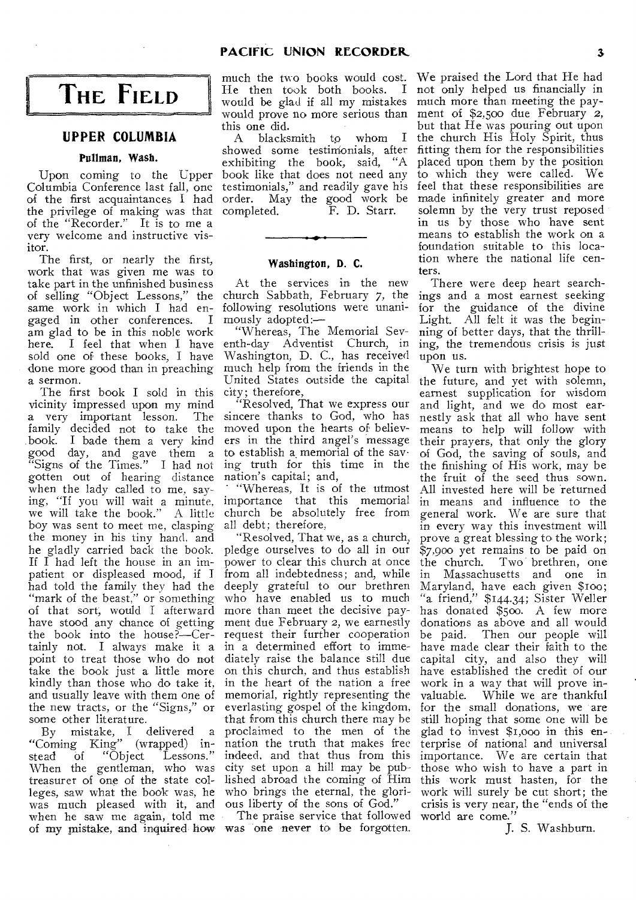# THE FIELD

## UPPER COLUMBIA

### Pullman, Wash.

Upon coming to the Upper Columbia Conference last fall, one of the first acquaintances I had the privilege of making was that of the "Recorder." It is to me a very welcome and instructive visitor.

The first, or nearly the first, work that was given me was to take part in the unfinished business of selling "Object Lessons," the same work in which I had engaged in other conferences. I am glad to be in this noble work here. I feel that when I have sold one of these books, I have done more good than in preaching a sermon.

The first book I sold in this vicinity impressed upon my mind a very important lesson. The family decided not to take the book. I bade them a very kind good day, and gave them a "Signs of the Times." I had not gotten out of hearing distance when the lady called to me, saying, "If you will wait a minute, we will take the book." A little boy was sent to meet me, clasping the money in his tiny hand, and he gladly carried back the book. If I had left the house in an impatient or displeased mood, if I had told the family they had the "mark of the beast," or something of that sort, would I afterward have stood any chance of getting the book into the house?—Certainly not. I always make it a point to treat those who do not take the book just a little more kindly than those who do take it, and usually leave with them one of the new tracts, or the "Signs," or some other literature.

By mistake, I delivered a "Coming King" (wrapped) instead of "Object Lessons." When the gentleman, who was treasurer of one of the state colleges, saw what the book was, he was much pleased with it, and when he saw me again, told me of my mistake, and inquired how much the two books would cost. He then took both books. I would be glad if all my mistakes would prove no more serious than this one did.

A blacksmith to whom I showed some testimonials, after exhibiting the book, said, "A book like that does not need any testimonials," and readily gave his order. May the good work be completed.

F. D. Starr.

---

### Washington, D. C.

At the services in the new church Sabbath, February 7, the following resolutions were unanimously adopted:—

"Whereas, The Memorial Seventh-day Adventist Church, in Washington, D. C., has received much help from the friends in the United States outside the capital city; therefore,

"Resolved, That we express our sincere thanks to God, who has moved upon the hearts of believers in the third angel's message to establish a memorial of the saving truth for this time in the nation's capital; and,

"Whereas, It is of the utmost importance that this memorial church be absolutely free from all debt; therefore,

"Resolved, That we, as a church, pledge ourselves to do all in our power to clear this church at once from all indebtedness; and, while deeply grateful to our brethren who have enabled us to much more than meet the decisive payment due February 2, we earnestly request their further cooperation in a determined effort to immediately raise the balance still due on this church, and thus establish in the heart of the nation a free memorial, rightly representing the everlasting gospel of the kingdom, that from this church there may be proclaimed to the men of the nation the truth that makes free indeed, and that thus from this city set upon a hill may be published abroad the coming of Him who brings the eternal, the glorious liberty of the sons of God."

The praise service that followed was one never to be forgotten. We praised the Lord that He had not only helped us financially in much more than meeting the payment of $2,500 due February 2, but that He was pouring out upon the church His Holy Spirit, thus fitting them for the responsibilities placed upon them by the position to which they were called. We feel that these responsibilities are made infinitely greater and more solemn by the very trust reposed in us by those who have sent means to establish the work on a foundation suitable to this location where the national life centers.

There were deep heart searchings and a most earnest seeking for the guidance of the divine Light. All felt it was the beginning of better days, that the thrilling, the tremendous crisis is just upon us.

We turn with brightest hope to the future, and yet with solemn, earnest supplication for wisdom and light, and we do most earnestly ask that all who have sent means to help will follow with their prayers, that only the glory of God, the saving of souls, and the finishing of His work, may be the fruit of the seed thus sown. All invested here will be returned in means and influence to the general work. We are sure that in every way this investment will prove a great blessing to the work; $7,900 yet remains to be paid on the church. Two brethren, one in Massachusetts and one in Maryland, have each given $100; "a friend," $144.34; Sister Weller has donated $500. A few more donations as above and all would be paid. Then our people will have made clear their faith to the capital city, and also they will have established the credit of our work in a way that will prove invaluable. While we are thankful for the small donations, we are still hoping that some one will be glad to invest $1,000 in this enterprise of national and universal importance. We are certain that those who wish to have a part in this work must hasten, for the work will surely be cut short; the crisis is very near, the "ends of the world are come."

J. S. Washburn.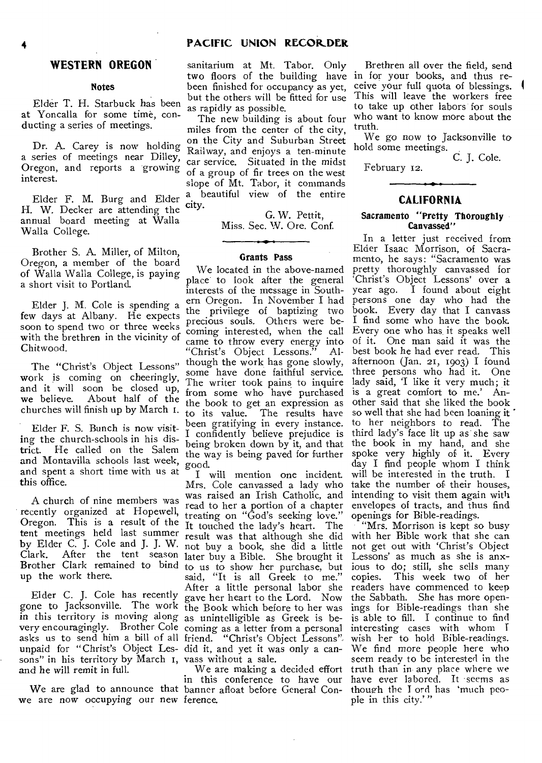## WESTERN OREGON

### Notes

Elder T. H. Starbuck has been at Yoncalla for some time, conducting a series of meetings.

Dr. A. Carey is now holding a series of meetings near Dilley, Oregon, and reports a growing interest.

Elder F. M. Burg and Elder H. W. Decker are attending the annual board meeting at Walla Walla College.

Brother S. A. Miller, of Milton, Oregon, a member of the board of Walla Walla College, is paying a short visit to Portland.

Elder J. M. Cole is spending a few days at Albany. He expects soon to spend two or three weeks with the brethren in the vicinity of Chitwood.

The "Christ's Object Lessons" work is coming on cheeringly, and it will soon be closed up, we believe. About half of the churches will finish up by March 1.

Elder F. S. Bunch is now visiting the church-schools in his district. He called on the Salem and Montavilla schools last week, and spent a short time with us at this office.

A church of nine members was recently organized at Hopewell, Oregon. This is a result of the tent meetings held last summer by Elder C. J. Cole and J. J. W. Clark. After the tent season Brother Clark remained to bind up the work there.

Elder C. J. Cole has recently gone to Jacksonville. The work in this territory is moving along very encouragingly. Brother Cole asks us to send him a bill of all unpaid for "Christ's Object Lessons" in his territory by March 1, and he will remit in full.

We are glad to announce that we are now occupying our new sanitarium at Mt. Tabor. Only two floors of the building have been finished for occupancy as yet, but the others will be fitted for use as rapidly as possible.

The new building is about four miles from the center of the city, on the City and Suburban Street Railway, and enjoys a ten-minute car service. Situated in the midst of a group of fir trees on the west slope of Mt. Tabor, it commands a beautiful view of the entire city.

G. W. Pettit,
Miss. Sec. W. Ore. Conf.

### Grants Pass

We located in the above-named place to look after the general interests of the message in Southern Oregon. In November I had the privilege of baptizing two precious souls. Others were becoming interested, when the call came to throw every energy into "Christ's Object Lessons." Although the work has gone slowly, some have done faithful service. The writer took pains to inquire from some who have purchased the book to get an expression as to its value. The results have been gratifying in every instance. I confidently believe prejudice is being broken down by it, and that the way is being paved for further good.

I will mention one incident. Mrs. Cole canvassed a lady who was raised an Irish Catholic, and read to her a portion of a chapter treating on "God's seeking love." It touched the lady's heart. The result was that although she did not buy a book, she did a little later buy a Bible. She brought it to us to show her purchase, but said, "It is all Greek to me." After a little personal labor she gave her heart to the Lord. Now the Book which before to her was as unintelligible as Greek is becoming as a letter from a personal friend. "Christ's Object Lessons" did it, and yet it was only a canvass without a sale.

We are making a decided effort in this conference to have our banner afloat before General Conference.

Brethren all over the field, send in for your books, and thus receive your full quota of blessings. This will leave the workers free to take up other labors for souls who want to know more about the truth.

We go now to Jacksonville to hold some meetings.

C. J. Cole.

February 12.

## CALIFORNIA

### Sacramento "Pretty Thoroughly Canvassed"

In a letter just received from Elder Isaac Morrison, of Sacramento, he says: "Sacramento was pretty thoroughly canvassed for 'Christ's Object Lessons' over a year ago. I found about eight persons one day who had the book. Every day that I canvass I find some who have the book. Every one who has it speaks well of it. One man said it was the best book he had ever read. This afternoon (Jan. 21, 1903) I found three persons who had it. One lady said, 'I like it very much; it is a great comfort to me.' Another said that she liked the book so well that she had been loaning it to her neighbors to read. The third lady's face lit up as she saw the book in my hand, and she spoke very highly of it. Every day I find people whom I think will be interested in the truth. I take the number of their houses, intending to visit them again with envelopes of tracts, and thus find openings for Bible-readings.

"Mrs. Morrison is kept so busy with her Bible work that she can not get out with 'Christ's Object Lessons' as much as she is anxious to do; still, she sells many copies. This week two of her readers have commenced to keep the Sabbath. She has more openings for Bible-readings than she is able to fill. I continue to find interesting cases with whom I wish her to hold Bible-readings. We find more people here who seem ready to be interested in the truth than in any place where we have ever labored. It seems as though the Lord has 'much people in this city.'"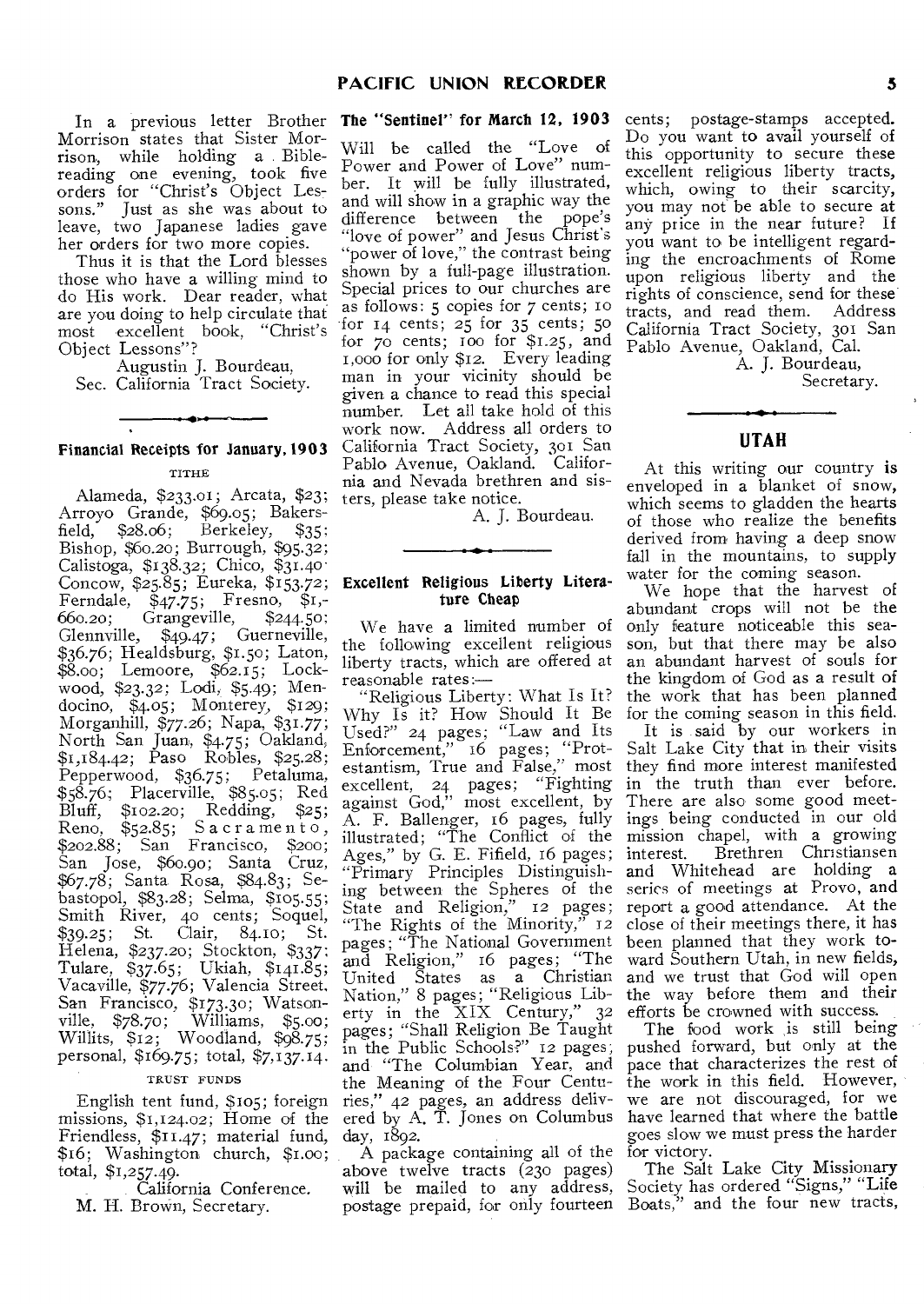In a previous letter Brother Morrison states that Sister Morrison, while holding a Bible-reading one evening, took five orders for "Christ's Object Lessons." Just as she was about to leave, two Japanese ladies gave her orders for two more copies.

Thus it is that the Lord blesses those who have a willing mind to do His work. Dear reader, what are you doing to help circulate that most excellent book, "Christ's Object Lessons"?

Augustin J. Bourdeau,
Sec. California Tract Society.

---

### Financial Receipts for January, 1903

TITHE

Alameda, $233.01; Arcata, $23; Arroyo Grande, $69.05; Bakersfield, $28.06; Berkeley, $35; Bishop, $60.20; Burrough, $95.32; Calistoga, $138.32; Chico, $31.40; Concow, $25.85; Eureka, $153.72; Ferndale, $47.75; Fresno, $1,660.20; Grangeville, $244.50; Glennville, $49.47; Guerneville, $36.76; Healdsburg, $1.50; Laton, $8.00; Lemoore, $62.15; Lockwood, $23.32; Lodi, $5.49; Mendocino, $4.05; Monterey, $129; Morganhill, $77.26; Napa, $31.77; North San Juan, $4.75; Oakland, $1,184.42; Paso Robles, $25.28; Pepperwood, $36.75; Petaluma, $58.76; Placerville, $85.05; Red Bluff, $102.20; Redding, $25; Reno, $52.85; Sacramento, $202.88; San Francisco, $200; San Jose, $60.90; Santa Cruz, $67.78; Santa Rosa, $84.83; Sebastopol, $83.28; Selma, $105.55; Smith River, 40 cents; Soquel, $39.25; St. Clair, 84.10; St. Helena, $237.20; Stockton, $337; Tulare, $37.65; Ukiah, $141.85; Vacaville, $77.76; Valencia Street, San Francisco, $173.30; Watsonville, $78.70; Williams, $5.00; Willits, $12; Woodland, $98.75; personal, $169.75; total, $7,137.14.

TRUST FUNDS

English tent fund, $105; foreign missions, $1,124.02; Home of the Friendless, $11.47; material fund, $16; Washington church, $1.00; total, $1,257.49.

California Conference.
M. H. Brown, Secretary.

### The "Sentinel" for March 12, 1903

Will be called the "Love of Power and Power of Love" number. It will be fully illustrated, and will show in a graphic way the difference between the pope's "love of power" and Jesus Christ's "power of love," the contrast being shown by a full-page illustration. Special prices to our churches are as follows: 5 copies for 7 cents; 10 for 14 cents; 25 for 35 cents; 50 for 70 cents; 100 for $1.25, and 1,000 for only $12. Every leading man in your vicinity should be given a chance to read this special number. Let all take hold of this work now. Address all orders to California Tract Society, 301 San Pablo Avenue, Oakland. California and Nevada brethren and sisters, please take notice.

A. J. Bourdeau.

---

### Excellent Religious Liberty Literature Cheap

We have a limited number of the following excellent religious liberty tracts, which are offered at reasonable rates:—

"Religious Liberty: What Is It? Why Is it? How Should It Be Used?" 24 pages; "Law and Its Enforcement," 16 pages; "Protestantism, True and False," most excellent, 24 pages; "Fighting against God," most excellent, by A. F. Ballenger, 16 pages, fully illustrated; "The Conflict of the Ages," by G. E. Fifield, 16 pages; "Primary Principles Distinguishing between the Spheres of the State and Religion," 12 pages; "The Rights of the Minority," 12 pages; "The National Government and Religion," 16 pages; "The United States as a Christian Nation," 8 pages; "Religious Liberty in the XIX Century," 32 pages; "Shall Religion Be Taught in the Public Schools?" 12 pages; and "The Columbian Year, and the Meaning of the Four Centuries," 42 pages, an address delivered by A. T. Jones on Columbus day, 1892.

A package containing all of the above twelve tracts (230 pages) will be mailed to any address, postage prepaid, for only fourteen cents; postage-stamps accepted. Do you want to avail yourself of this opportunity to secure these excellent religious liberty tracts, which, owing to their scarcity, you may not be able to secure at any price in the near future? If you want to be intelligent regarding the encroachments of Rome upon religious liberty and the rights of conscience, send for these tracts, and read them. Address California Tract Society, 301 San Pablo Avenue, Oakland, Cal.

A. J. Bourdeau,
Secretary.

---

## UTAH

At this writing our country is enveloped in a blanket of snow, which seems to gladden the hearts of those who realize the benefits derived from having a deep snow fall in the mountains, to supply water for the coming season.

We hope that the harvest of abundant crops will not be the only feature noticeable this season, but that there may be also an abundant harvest of souls for the kingdom of God as a result of the work that has been planned for the coming season in this field.

It is said by our workers in Salt Lake City that in their visits they find more interest manifested in the truth than ever before. There are also some good meetings being conducted in our old mission chapel, with a growing interest. Brethren Christiansen and Whitehead are holding a series of meetings at Provo, and report a good attendance. At the close of their meetings there, it has been planned that they work toward Southern Utah, in new fields, and we trust that God will open the way before them and their efforts be crowned with success.

The food work is still being pushed forward, but only at the pace that characterizes the rest of the work in this field. However, we are not discouraged, for we have learned that where the battle goes slow we must press the harder for victory.

The Salt Lake City Missionary Society has ordered "Signs," "Life Boats," and the four new tracts,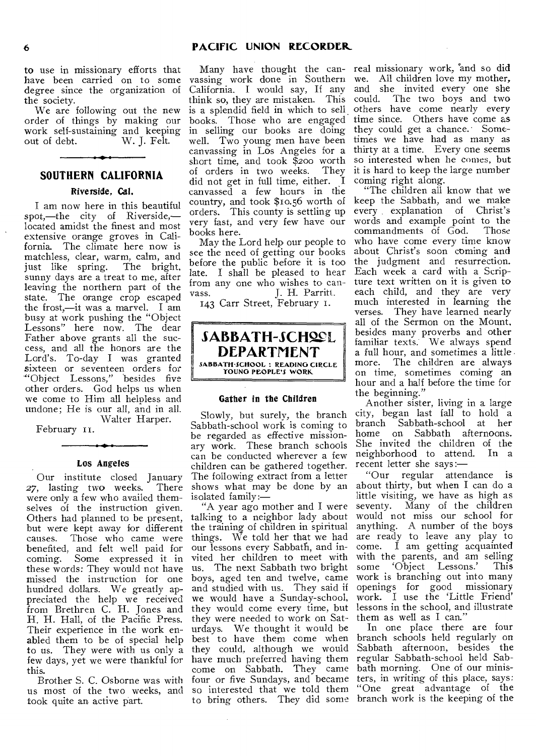to use in missionary efforts that have been carried on to some degree since the organization of the society.

We are following out the new order of things by making our work self-sustaining and keeping out of debt. W. J. Felt.

## SOUTHERN CALIFORNIA

### Riverside, Cal.

I am now here in this beautiful spot,—the city of Riverside,—located amidst the finest and most extensive orange groves in California. The climate here now is matchless, clear, warm, calm, and just like spring. The bright, sunny days are a treat to me, after leaving the northern part of the state. The orange crop escaped the frost,—it was a marvel. I am busy at work pushing the "Object Lessons" here now. The dear Father above grants all the success, and all the honors are the Lord's. To-day I was granted sixteen or seventeen orders for "Object Lessons," besides five other orders. God helps us when we come to Him all helpless and undone; He is our all, and in all.

Walter Harper.

February 11.

### Los Angeles

Our institute closed January 27, lasting two weeks. There were only a few who availed themselves of the instruction given. Others had planned to be present, but were kept away for different causes. Those who came were benefited, and felt well paid for coming. Some expressed it in these words: They would not have missed the instruction for one hundred dollars. We greatly appreciated the help we received from Brethren C. H. Jones and H. H. Hall, of the Pacific Press. Their experience in the work enabled them to be of special help to us. They were with us only a few days, yet we were thankful for this.

Brother S. C. Osborne was with us most of the two weeks, and took quite an active part.

Many have thought the canvassing work done in Southern California. I would say, If any think so, they are mistaken. This is a splendid field in which to sell books. Those who are engaged in selling our books are doing well. Two young men have been canvassing in Los Angeles for a short time, and took $200 worth of orders in two weeks. They did not get in full time, either. I canvassed a few hours in the country, and took $10.56 worth of orders. This county is settling up very fast, and very few have our books here.

May the Lord help our people to see the need of getting our books before the public before it is too late. I shall be pleased to hear from any one who wishes to canvass. J. H. Parritt.

143 Carr Street, February 1.

## SABBATH-SCHOOL DEPARTMENT

SABBATH-SCHOOL : READING CIRCLE YOUNG PEOPLE'S WORK

### Gather in the Children

Slowly, but surely, the branch Sabbath-school work is coming to be regarded as effective missionary work. These branch schools can be conducted wherever a few children can be gathered together. The following extract from a letter shows what may be done by an isolated family:—

"A year ago mother and I were talking to a neighbor lady about the training of children in spiritual things. We told her that we had our lessons every Sabbath, and invited her children to meet with us. The next Sabbath two bright boys, aged ten and twelve, came and studied with us. They said if we would have a Sunday-school, they would come every time, but they were needed to work on Saturdays. We thought it would be best to have them come when they could, although we would have much preferred having them come on Sabbath. They came four or five Sundays, and became so interested that we told them to bring others. They did some real missionary work, and so did we. All children love my mother, and she invited every one she could. The two boys and two others have come nearly every time since. Others have come as they could get a chance. Sometimes we have had as many as thirty at a time. Every one seems so interested when he comes, but it is hard to keep the large number coming right along.

"The children all know that we keep the Sabbath, and we make every explanation of Christ's words and example point to the commandments of God. Those who have come every time know about Christ's soon coming and the judgment and resurrection. Each week a card with a Scripture text written on it is given to each child, and they are very much interested in learning the verses. They have learned nearly all of the Sermon on the Mount, besides many proverbs and other familiar texts. We always spend a full hour, and sometimes a little more. The children are always on time, sometimes coming an hour and a half before the time for the beginning."

Another sister, living in a large city, began last fall to hold a branch Sabbath-school at her home on Sabbath afternoons. She invited the children of the neighborhood to attend. In a recent letter she says:—

"Our regular attendance is about thirty, but when I can do a little visiting, we have as high as seventy. Many of the children would not miss our school for anything. A number of the boys are ready to leave any play to come. I am getting acquainted with the parents, and am selling some 'Object Lessons.' This work is branching out into many openings for good missionary work. I use the 'Little Friend' lessons in the school, and illustrate them as well as I can."

In one place there are four branch schools held regularly on Sabbath afternoon, besides the regular Sabbath-school held Sabbath morning. One of our ministers, in writing of this place, says: "One great advantage of the branch work is the keeping of the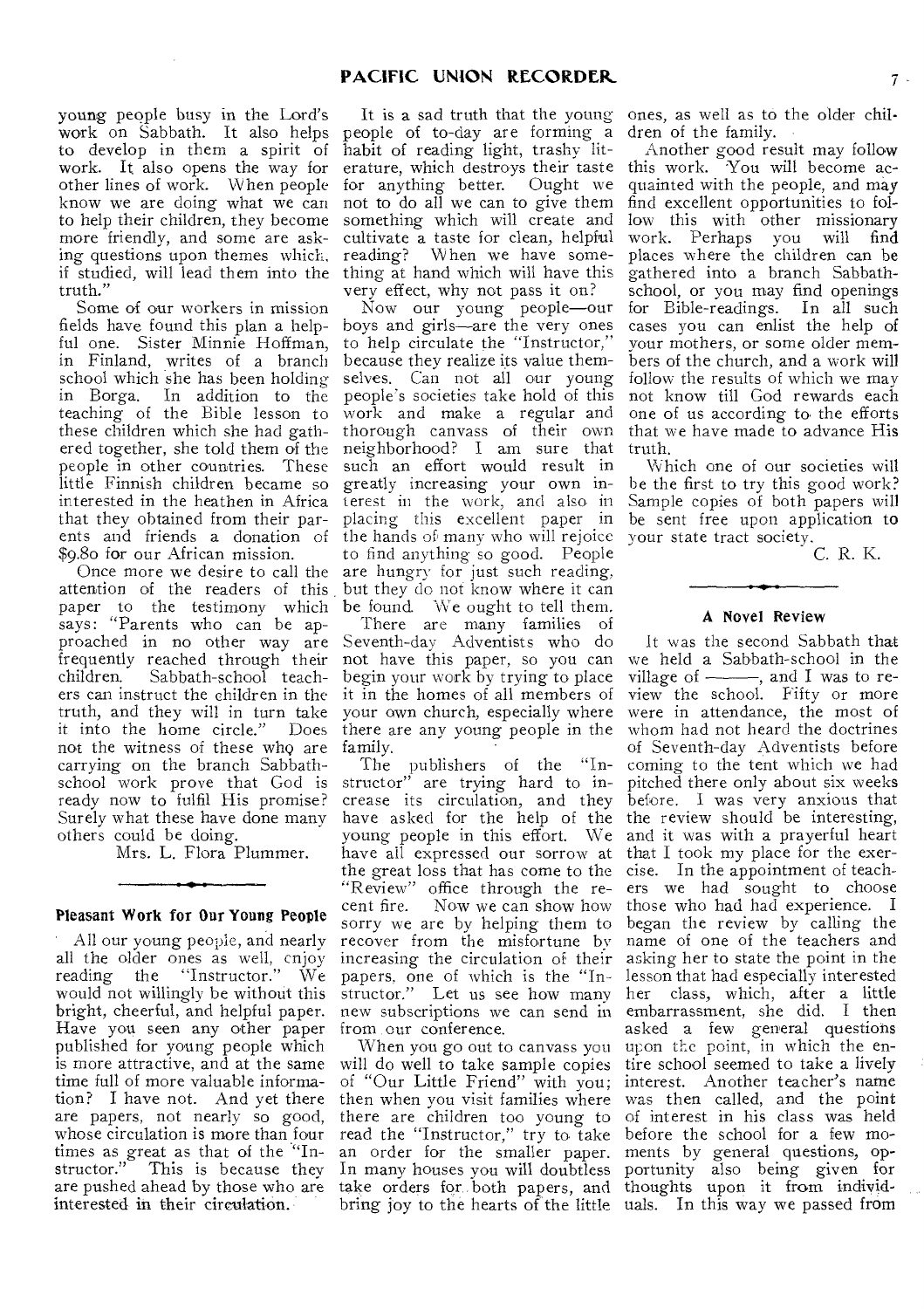young people busy in the Lord's work on Sabbath. It also helps to develop in them a spirit of work. It also opens the way for other lines of work. When people know we are doing what we can to help their children, they become more friendly, and some are asking questions upon themes which, if studied, will lead them into the truth."

Some of our workers in mission fields have found this plan a helpful one. Sister Minnie Hoffman, in Finland, writes of a branch school which she has been holding in Borga. In addition to the teaching of the Bible lesson to these children which she had gathered together, she told them of the people in other countries. These little Finnish children became so interested in the heathen in Africa that they obtained from their parents and friends a donation of $9.80 for our African mission.

Once more we desire to call the attention of the readers of this paper to the testimony which says: "Parents who can be approached in no other way are frequently reached through their children. Sabbath-school teachers can instruct the children in the truth, and they will in turn take it into the home circle." Does not the witness of these who are carrying on the branch Sabbath-school work prove that God is ready now to fulfil His promise? Surely what these have done many others could be doing.

Mrs. L. Flora Plummer.

### Pleasant Work for Our Young People

All our young people, and nearly all the older ones as well, enjoy reading the "Instructor." We would not willingly be without this bright, cheerful, and helpful paper. Have you seen any other paper published for young people which is more attractive, and at the same time full of more valuable information? I have not. And yet there are papers, not nearly so good, whose circulation is more than four times as great as that of the "Instructor." This is because they are pushed ahead by those who are interested in their circulation.

It is a sad truth that the young people of to-day are forming a habit of reading light, trashy literature, which destroys their taste for anything better. Ought we not to do all we can to give them something which will create and cultivate a taste for clean, helpful reading? When we have something at hand which will have this very effect, why not pass it on?

Now our young people—our boys and girls—are the very ones to help circulate the "Instructor," because they realize its value themselves. Can not all our young people's societies take hold of this work and make a regular and thorough canvass of their own neighborhood? I am sure that such an effort would result in greatly increasing your own interest in the work, and also in placing this excellent paper in the hands of many who will rejoice to find anything so good. People are hungry for just such reading, but they do not know where it can be found. We ought to tell them.

There are many families of Seventh-day Adventists who do not have this paper, so you can begin your work by trying to place it in the homes of all members of your own church, especially where there are any young people in the family.

The publishers of the "Instructor" are trying hard to increase its circulation, and they have asked for the help of the young people in this effort. We have all expressed our sorrow at the great loss that has come to the "Review" office through the recent fire. Now we can show how sorry we are by helping them to recover from the misfortune by increasing the circulation of their papers, one of which is the "Instructor." Let us see how many new subscriptions we can send in from our conference.

When you go out to canvass you will do well to take sample copies of "Our Little Friend" with you; then when you visit families where there are children too young to read the "Instructor," try to take an order for the smaller paper. In many houses you will doubtless take orders for both papers, and bring joy to the hearts of the little ones, as well as to the older children of the family.

Another good result may follow this work. You will become acquainted with the people, and may find excellent opportunities to follow this with other missionary work. Perhaps you will find places where the children can be gathered into a branch Sabbath-school, or you may find openings for Bible-readings. In all such cases you can enlist the help of your mothers, or some older members of the church, and a work will follow the results of which we may not know till God rewards each one of us according to the efforts that we have made to advance His truth.

Which one of our societies will be the first to try this good work? Sample copies of both papers will be sent free upon application to your state tract society.

C. R. K.

### A Novel Review

It was the second Sabbath that we held a Sabbath-school in the village of ———, and I was to review the school. Fifty or more were in attendance, the most of whom had not heard the doctrines of Seventh-day Adventists before coming to the tent which we had pitched there only about six weeks before. I was very anxious that the review should be interesting, and it was with a prayerful heart that I took my place for the exercise. In the appointment of teachers we had sought to choose those who had had experience. I began the review by calling the name of one of the teachers and asking her to state the point in the lesson that had especially interested her class, which, after a little embarrassment, she did. I then asked a few general questions upon the point, in which the entire school seemed to take a lively interest. Another teacher's name was then called, and the point of interest in his class was held before the school for a few moments by general questions, opportunity also being given for thoughts upon it from individuals. In this way we passed from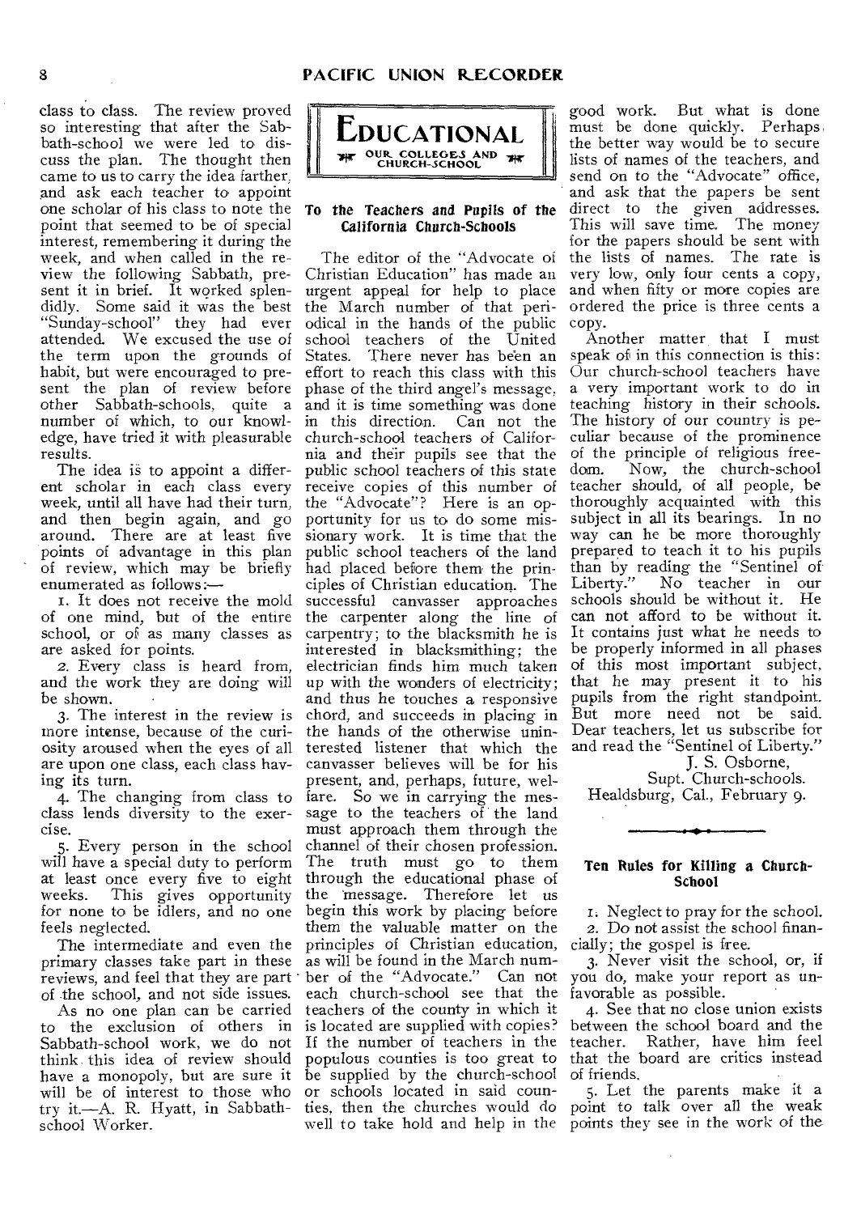class to class. The review proved so interesting that after the Sabbath-school we were led to discuss the plan. The thought then came to us to carry the idea farther, and ask each teacher to appoint one scholar of his class to note the point that seemed to be of special interest, remembering it during the week, and when called in the review the following Sabbath, present it in brief. It worked splendidly. Some said it was the best "Sunday-school" they had ever attended. We excused the use of the term upon the grounds of habit, but were encouraged to present the plan of review before other Sabbath-schools, quite a number of which, to our knowledge, have tried it with pleasurable results.

The idea is to appoint a different scholar in each class every week, until all have had their turn, and then begin again, and go around. There are at least five points of advantage in this plan of review, which may be briefly enumerated as follows:—

1. It does not receive the mold of one mind, but of the entire school, or of as many classes as are asked for points.

2. Every class is heard from, and the work they are doing will be shown.

3. The interest in the review is more intense, because of the curiosity aroused when the eyes of all are upon one class, each class having its turn.

4. The changing from class to class lends diversity to the exercise.

5. Every person in the school will have a special duty to perform at least once every five to eight weeks. This gives opportunity for none to be idlers, and no one feels neglected.

The intermediate and even the primary classes take part in these reviews, and feel that they are part of the school, and not side issues.

As no one plan can be carried to the exclusion of others in Sabbath-school work, we do not think this idea of review should have a monopoly, but are sure it will be of interest to those who try it.—A. R. Hyatt, in Sabbath-school Worker.

# EDUCATIONAL

OUR COLLEGES AND CHURCH-SCHOOL

## To the Teachers and Pupils of the California Church-Schools

The editor of the "Advocate of Christian Education" has made an urgent appeal for help to place the March number of that periodical in the hands of the public school teachers of the United States. There never has been an effort to reach this class with this phase of the third angel's message, and it is time something was done in this direction. Can not the church-school teachers of California and their pupils see that the public school teachers of this state receive copies of this number of the "Advocate"? Here is an opportunity for us to do some missionary work. It is time that the public school teachers of the land had placed before them the principles of Christian education. The successful canvasser approaches the carpenter along the line of carpentry; to the blacksmith he is interested in blacksmithing; the electrician finds him much taken up with the wonders of electricity; and thus he touches a responsive chord, and succeeds in placing in the hands of the otherwise uninterested listener that which the canvasser believes will be for his present, and, perhaps, future, welfare. So we in carrying the message to the teachers of the land must approach them through the channel of their chosen profession. The truth must go to them through the educational phase of the message. Therefore let us begin this work by placing before them the valuable matter on the principles of Christian education, as will be found in the March number of the "Advocate." Can not each church-school see that the teachers of the county in which it is located are supplied with copies? If the number of teachers in the populous counties is too great to be supplied by the church-school or schools located in said counties, then the churches would do well to take hold and help in the good work. But what is done must be done quickly. Perhaps the better way would be to secure lists of names of the teachers, and send on to the "Advocate" office, and ask that the papers be sent direct to the given addresses. This will save time. The money for the papers should be sent with the lists of names. The rate is very low, only four cents a copy, and when fifty or more copies are ordered the price is three cents a copy.

Another matter that I must speak of in this connection is this: Our church-school teachers have a very important work to do in teaching history in their schools. The history of our country is peculiar because of the prominence of the principle of religious freedom. Now, the church-school teacher should, of all people, be thoroughly acquainted with this subject in all its bearings. In no way can he be more thoroughly prepared to teach it to his pupils than by reading the "Sentinel of Liberty." No teacher in our schools should be without it. He can not afford to be without it. It contains just what he needs to be properly informed in all phases of this most important subject, that he may present it to his pupils from the right standpoint. But more need not be said. Dear teachers, let us subscribe for and read the "Sentinel of Liberty."

J. S. Osborne,
Supt. Church-schools.
Healdsburg, Cal., February 9.

## Ten Rules for Killing a Church-School

1. Neglect to pray for the school.
2. Do not assist the school financially; the gospel is free.
3. Never visit the school, or, if you do, make your report as unfavorable as possible.
4. See that no close union exists between the school board and the teacher. Rather, have him feel that the board are critics instead of friends.
5. Let the parents make it a point to talk over all the weak points they see in the work of the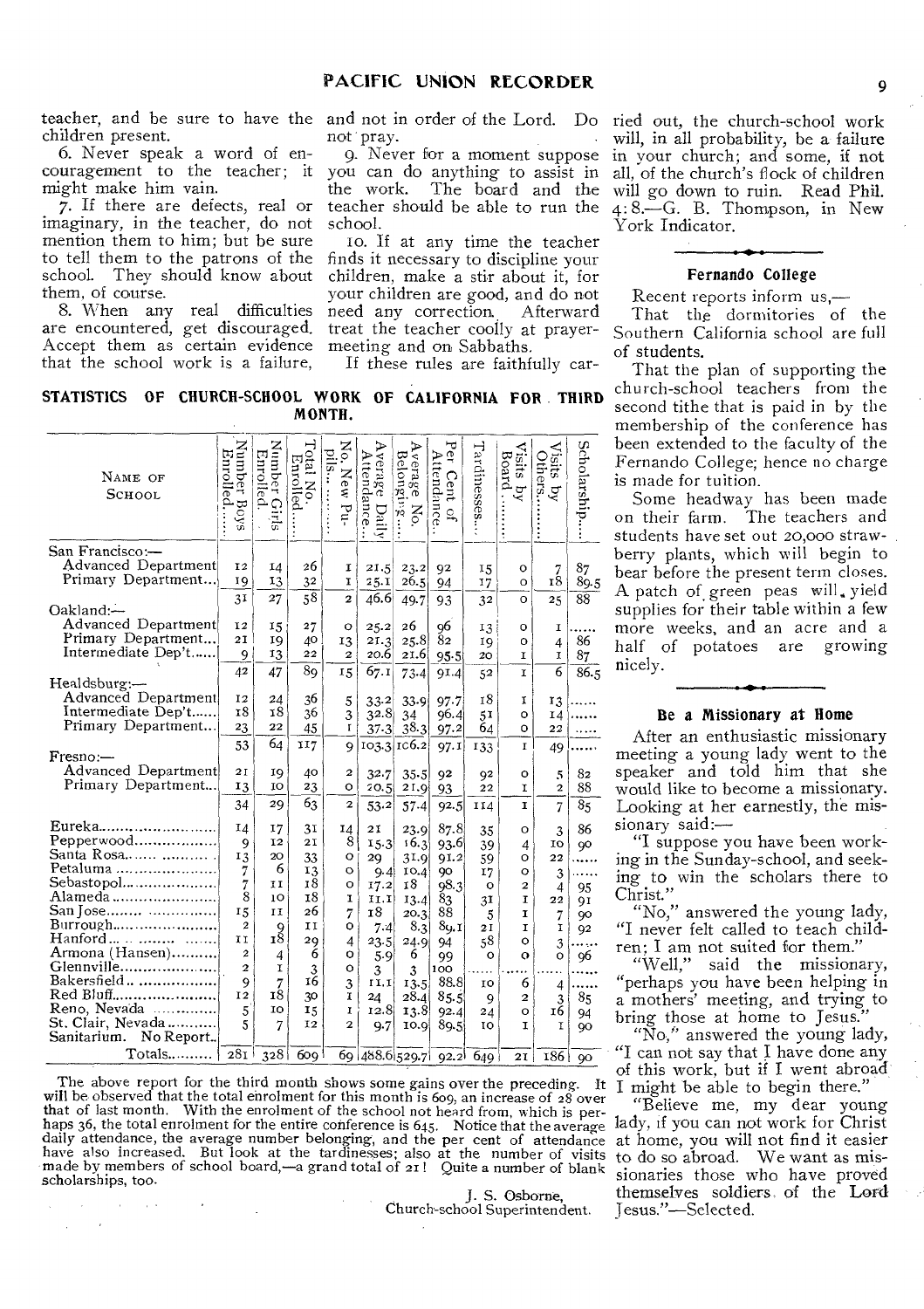teacher, and be sure to have the children present.

6. Never speak a word of encouragement to the teacher; it might make him vain.

7. If there are defects, real or imaginary, in the teacher, do not mention them to him; but be sure to tell them to the patrons of the school. They should know about them, of course.

8. When any real difficulties are encountered, get discouraged. Accept them as certain evidence that the school work is a failure, and not in order of the Lord. Do not pray.

9. Never for a moment suppose you can do anything to assist in the work. The board and the teacher should be able to run the school.

10. If at any time the teacher finds it necessary to discipline your children, make a stir about it, for your children are good, and do not need any correction. Afterward treat the teacher coolly at prayer-meeting and on Sabbaths.

If these rules are faithfully carried out, the church-school work will, in all probability, be a failure in your church; and some, if not all, of the church's flock of children will go down to ruin. Read Phil. 4:8.—G. B. Thompson, in New York Indicator.

### STATISTICS OF CHURCH-SCHOOL WORK OF CALIFORNIA FOR THIRD MONTH.

| Name of School | Number Boys Enrolled | Number Girls Enrolled | Total No. Enrolled | No. New Pupils | Average Daily Attendance | Average No. Belonging | Per Cent of Attendance | Tardinesses | Visits by Board | Visits by Others | Scholarship |
|---|---|---|---|---|---|---|---|---|---|---|---|
| San Francisco:— | | | | | | | | | | | |
| Advanced Department | 12 | 14 | 26 | 1 | 21.5 | 23.2 | 92 | 15 | 0 | 7 | 87 |
| Primary Department | 19 | 13 | 32 | 1 | 25.1 | 26.5 | 94 | 17 | 0 | 18 | 89.5 |
| | 31 | 27 | 58 | 2 | 46.6 | 49.7 | 93 | 32 | 0 | 25 | 88 |
| Oakland:— | | | | | | | | | | | |
| Advanced Department | 12 | 15 | 27 | 0 | 25.2 | 26 | 96 | 13 | 0 | 1 | ...... |
| Primary Department | 21 | 19 | 40 | 13 | 21.3 | 25.8 | 82 | 19 | 0 | 4 | 86 |
| Intermediate Dep't | 9 | 13 | 22 | 2 | 20.6 | 21.6 | 95.5 | 20 | 1 | 1 | 87 |
| | 42 | 47 | 89 | 15 | 67.1 | 73.4 | 91.4 | 52 | 1 | 6 | 86.5 |
| Healdsburg:— | | | | | | | | | | | |
| Advanced Department | 12 | 24 | 36 | 5 | 33.2 | 33.9 | 97.7 | 18 | 1 | 13 | ...... |
| Intermediate Dep't | 18 | 18 | 36 | 3 | 32.8 | 34 | 96.4 | 51 | 0 | 14 | ...... |
| Primary Department | 23 | 22 | 45 | 1 | 37.3 | 38.3 | 97.2 | 64 | 0 | 22 | ...... |
| | 53 | 64 | 117 | 9 | 103.3 | 106.2 | 97.1 | 133 | 1 | 49 | ...... |
| Fresno:— | | | | | | | | | | | |
| Advanced Department | 21 | 19 | 40 | 2 | 32.7 | 35.5 | 92 | 92 | 0 | 5 | 82 |
| Primary Department | 13 | 10 | 23 | 0 | 20.5 | 21.9 | 93 | 22 | 1 | 2 | 88 |
| | 34 | 29 | 63 | 2 | 53.2 | 57.4 | 92.5 | 114 | 1 | 7 | 85 |
| Eureka | 14 | 17 | 31 | 14 | 21 | 23.9 | 87.8 | 35 | 0 | 3 | 86 |
| Pepperwood | 9 | 12 | 21 | 8 | 15.3 | 16.3 | 93.6 | 39 | 4 | 10 | 90 |
| Santa Rosa | 13 | 20 | 33 | 0 | 29 | 31.9 | 91.2 | 59 | 0 | 22 | ...... |
| Petaluma | 7 | 6 | 13 | 0 | 9.4 | 10.4 | 90 | 17 | 0 | 3 | ...... |
| Sebastopol | 7 | 11 | 18 | 0 | 17.2 | 18 | 98.3 | 0 | 2 | 4 | 95 |
| Alameda | 8 | 10 | 18 | 1 | 11.1 | 13.4 | 83 | 31 | 1 | 22 | 91 |
| San Jose | 15 | 11 | 26 | 7 | 18 | 20.3 | 88 | 5 | 1 | 7 | 90 |
| Burrough | 2 | 9 | 11 | 0 | 7.4 | 8.3 | 89.1 | 21 | 1 | 1 | 92 |
| Hanford | 11 | 18 | 29 | 4 | 23.5 | 24.9 | 94 | 58 | 0 | 3 | ...... |
| Armona (Hansen) | 2 | 4 | 6 | 0 | 5.9 | 6 | 99 | 0 | 0 | 0 | 96 |
| Glennville | 2 | 1 | 3 | 0 | 3 | 3 | 100 | ...... | ...... | ...... | ...... |
| Bakersfield | 9 | 7 | 16 | 3 | 11.1 | 13.5 | 88.8 | 10 | 6 | 4 | ...... |
| Red Bluff | 12 | 18 | 30 | 1 | 24 | 28.4 | 85.5 | 9 | 2 | 3 | 85 |
| Reno, Nevada | 5 | 10 | 15 | 1 | 12.8 | 13.8 | 92.4 | 24 | 0 | 16 | 94 |
| St. Clair, Nevada | 5 | 7 | 12 | 2 | 9.7 | 10.9 | 89.5 | 10 | 1 | 1 | 90 |
| Sanitarium. No Report.. | | | | | | | | | | | |
| Totals | 281 | 328 | 609 | 69 | 488.6 | 529.7 | 92.2 | 649 | 21 | 186 | 90 |

The above report for the third month shows some gains over the preceding. It will be observed that the total enrolment for this month is 609, an increase of 28 over that of last month. With the enrolment of the school not heard from, which is perhaps 36, the total enrolment for the entire conference is 645. Notice that the average daily attendance, the average number belonging, and the per cent of attendance have also increased. But look at the tardinesses; also at the number of visits made by members of school board,—a grand total of 21! Quite a number of blank scholarships, too.

J. S. Osborne,
Church-school Superintendent.

### Fernando College

Recent reports inform us,—

That the dormitories of the Southern California school are full of students.

That the plan of supporting the church-school teachers from the second tithe that is paid in by the membership of the conference has been extended to the faculty of the Fernando College; hence no charge is made for tuition.

Some headway has been made on their farm. The teachers and students have set out 20,000 strawberry plants, which will begin to bear before the present term closes. A patch of green peas will yield supplies for their table within a few more weeks, and an acre and a half of potatoes are growing nicely.

### Be a Missionary at Home

After an enthusiastic missionary meeting a young lady went to the speaker and told him that she would like to become a missionary. Looking at her earnestly, the missionary said:—

"I suppose you have been working in the Sunday-school, and seeking to win the scholars there to Christ."

"No," answered the young lady, "I never felt called to teach children; I am not suited for them."

"Well," said the missionary, "perhaps you have been helping in a mothers' meeting, and trying to bring those at home to Jesus."

"No," answered the young lady, "I can not say that I have done any of this work, but if I went abroad I might be able to begin there."

"Believe me, my dear young lady, if you can not work for Christ at home, you will not find it easier to do so abroad. We want as missionaries those who have proved themselves soldiers of the Lord Jesus."—Selected.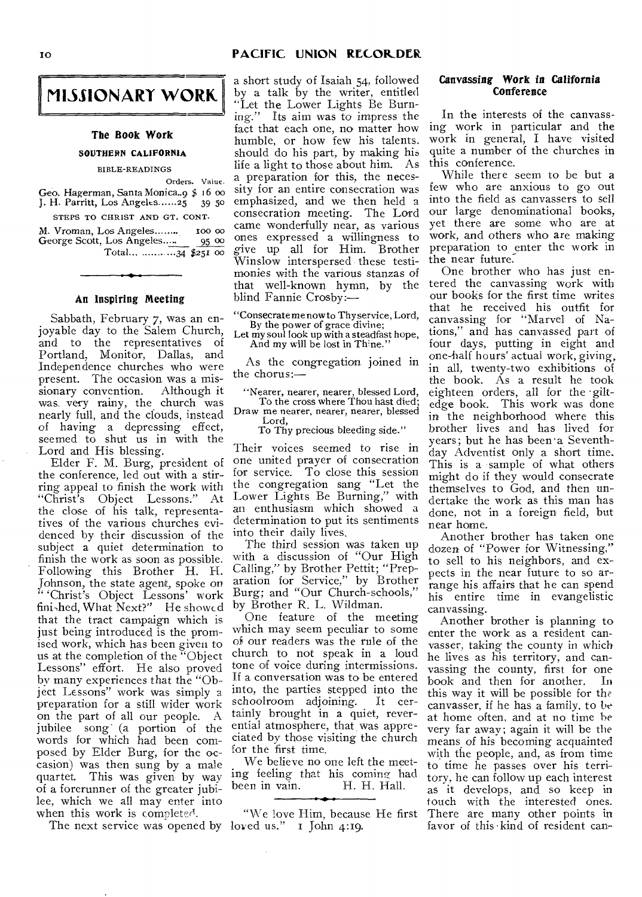# MISSIONARY WORK

## The Book Work

### SOUTHERN CALIFORNIA

BIBLE-READINGS

| | Orders. | Value. |
|---|---|---|
| Geo. Hagerman, Santa Monica | 9 | $ 16 00 |
| J. H. Parritt, Los Angeles | 25 | 39 50 |

STEPS TO CHRIST AND GT. CONT.

| | Orders. | Value. |
|---|---|---|
| M. Vroman, Los Angeles | | 100 00 |
| George Scott, Los Angeles | | 95 00 |
| Total | 34 | $251 00 |

---

## An Inspiring Meeting

Sabbath, February 7, was an enjoyable day to the Salem Church, and to the representatives of Portland, Monitor, Dallas, and Independence churches who were present. The occasion was a missionary convention. Although it was very rainy, the church was nearly full, and the clouds, instead of having a depressing effect, seemed to shut us in with the Lord and His blessing.

Elder F. M. Burg, president of the conference, led out with a stirring appeal to finish the work with "Christ's Object Lessons." At the close of his talk, representatives of the various churches evidenced by their discussion of the subject a quiet determination to finish the work as soon as possible. Following this Brother H. H. Johnson, the state agent, spoke on "'Christ's Object Lessons' work finished, What Next?" He showed that the tract campaign which is just being introduced is the promised work, which has been given to us at the completion of the "Object Lessons" effort. He also proved by many experiences that the "Object Lessons" work was simply a preparation for a still wider work on the part of all our people. A jubilee song (a portion of the words for which had been composed by Elder Burg, for the occasion) was then sung by a male quartet. This was given by way of a forerunner of the greater jubilee, which we all may enter into when this work is completed.

The next service was opened by a short study of Isaiah 54, followed by a talk by the writer, entitled "Let the Lower Lights Be Burning." Its aim was to impress the fact that each one, no matter how humble, or how few his talents, should do his part, by making his life a light to those about him. As a preparation for this, the necessity for an entire consecration was emphasized, and we then held a consecration meeting. The Lord came wonderfully near, as various ones expressed a willingness to give up all for Him. Brother Winslow interspersed these testimonies with the various stanzas of that well-known hymn, by the blind Fannie Crosby:—

> "Consecrate me now to Thy service, Lord,
> By the power of grace divine;
> Let my soul look up with a steadfast hope,
> And my will be lost in Thine."

As the congregation joined in the chorus:—

> "Nearer, nearer, nearer, blessed Lord,
> To the cross where Thou hast died;
> Draw me nearer, nearer, nearer, blessed Lord,
> To Thy precious bleeding side."

Their voices seemed to rise in one united prayer of consecration for service. To close this session the congregation sang "Let the Lower Lights Be Burning," with an enthusiasm which showed a determination to put its sentiments into their daily lives.

The third session was taken up with a discussion of "Our High Calling," by Brother Pettit; "Preparation for Service," by Brother Burg; and "Our Church-schools," by Brother R. L. Wildman.

One feature of the meeting which may seem peculiar to some of our readers was the rule of the church to not speak in a loud tone of voice during intermissions. If a conversation was to be entered into, the parties stepped into the schoolroom adjoining. It certainly brought in a quiet, reverential atmosphere, that was appreciated by those visiting the church for the first time.

We believe no one left the meeting feeling that his coming had been in vain. H. H. Hall.

---

"We love Him, because He first loved us." 1 John 4:19.

## Canvassing Work in California Conference

In the interests of the canvassing work in particular and the work in general, I have visited quite a number of the churches in this conference.

While there seem to be but a few who are anxious to go out into the field as canvassers to sell our large denominational books, yet there are some who are at work, and others who are making preparation to enter the work in the near future.

One brother who has just entered the canvassing work with our books for the first time writes that he received his outfit for canvassing for "Marvel of Nations," and has canvassed part of four days, putting in eight and one-half hours' actual work, giving, in all, twenty-two exhibitions of the book. As a result he took eighteen orders, all for the gilt-edge book. This work was done in the neighborhood where this brother lives and has lived for years; but he has been a Seventh-day Adventist only a short time. This is a sample of what others might do if they would consecrate themselves to God, and then undertake the work as this man has done, not in a foreign field, but near home.

Another brother has taken one dozen of "Power for Witnessing," to sell to his neighbors, and expects in the near future to so arrange his affairs that he can spend his entire time in evangelistic canvassing.

Another brother is planning to enter the work as a resident canvasser, taking the county in which he lives as his territory, and canvassing the county, first for one book and then for another. In this way it will be possible for the canvasser, if he has a family, to be at home often, and at no time be very far away; again it will be the means of his becoming acquainted with the people, and, as from time to time he passes over his territory, he can follow up each interest as it develops, and so keep in touch with the interested ones. There are many other points in favor of this kind of resident can-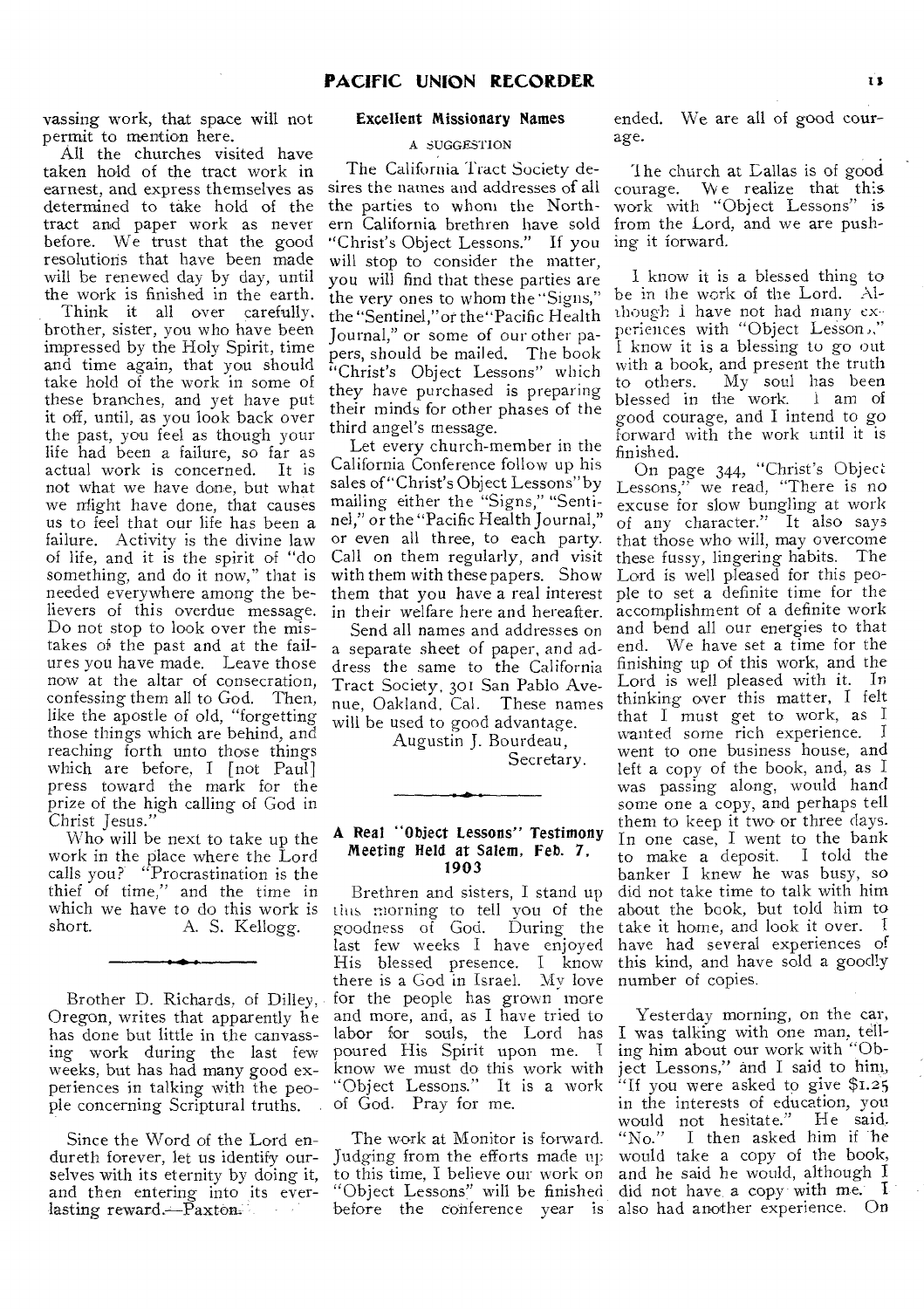vassing work, that space will not permit to mention here.

All the churches visited have taken hold of the tract work in earnest, and express themselves as determined to take hold of the tract and paper work as never before. We trust that the good resolutions that have been made will be renewed day by day, until the work is finished in the earth.

Think it all over carefully, brother, sister, you who have been impressed by the Holy Spirit, time and time again, that you should take hold of the work in some of these branches, and yet have put it off, until, as you look back over the past, you feel as though your life had been a failure, so far as actual work is concerned. It is not what we have done, but what we might have done, that causes us to feel that our life has been a failure. Activity is the divine law of life, and it is the spirit of "do something, and do it now," that is needed everywhere among the believers of this overdue message. Do not stop to look over the mistakes of the past and at the failures you have made. Leave those now at the altar of consecration, confessing them all to God. Then, like the apostle of old, "forgetting those things which are behind, and reaching forth unto those things which are before, I [not Paul] press toward the mark for the prize of the high calling of God in Christ Jesus."

Who will be next to take up the work in the place where the Lord calls you? "Procrastination is the thief of time," and the time in which we have to do this work is short.

A. S. Kellogg.

---

Brother D. Richards, of Dilley, Oregon, writes that apparently he has done but little in the canvassing work during the last few weeks, but has had many good experiences in talking with the people concerning Scriptural truths.

Since the Word of the Lord endureth forever, let us identify ourselves with its eternity by doing it, and then entering into its everlasting reward.—Paxton.

### Excellent Missionary Names

A SUGGESTION

The California Tract Society desires the names and addresses of all the parties to whom the Northern California brethren have sold "Christ's Object Lessons." If you will stop to consider the matter, you will find that these parties are the very ones to whom the "Signs," the "Sentinel," or the "Pacific Health Journal," or some of our other papers, should be mailed. The book "Christ's Object Lessons" which they have purchased is preparing their minds for other phases of the third angel's message.

Let every church-member in the California Conference follow up his sales of "Christ's Object Lessons" by mailing either the "Signs," "Sentinel," or the "Pacific Health Journal," or even all three, to each party. Call on them regularly, and visit with them with these papers. Show them that you have a real interest in their welfare here and hereafter.

Send all names and addresses on a separate sheet of paper, and address the same to the California Tract Society, 301 San Pablo Avenue, Oakland, Cal. These names will be used to good advantage.

Augustin J. Bourdeau,
Secretary.

---

### A Real "Object Lessons" Testimony Meeting Held at Salem, Feb. 7, 1903

Brethren and sisters, I stand up this morning to tell you of the goodness of God. During the last few weeks I have enjoyed His blessed presence. I know there is a God in Israel. My love for the people has grown more and more, and, as I have tried to labor for souls, the Lord has poured His Spirit upon me. I know we must do this work with "Object Lessons." It is a work of God. Pray for me.

The work at Monitor is forward. Judging from the efforts made up to this time, I believe our work on "Object Lessons" will be finished before the conference year is ended. We are all of good courage.

The church at Dallas is of good courage. We realize that this work with "Object Lessons" is from the Lord, and we are pushing it forward.

I know it is a blessed thing to be in the work of the Lord. Although I have not had many experiences with "Object Lessons," I know it is a blessing to go out with a book, and present the truth to others. My soul has been blessed in the work. I am of good courage, and I intend to go forward with the work until it is finished.

On page 344, "Christ's Object Lessons," we read, "There is no excuse for slow bungling at work of any character." It also says that those who will, may overcome these fussy, lingering habits. The Lord is well pleased for this people to set a definite time for the accomplishment of a definite work and bend all our energies to that end. We have set a time for the finishing up of this work, and the Lord is well pleased with it. In thinking over this matter, I felt that I must get to work, as I wanted some rich experience. I went to one business house, and left a copy of the book, and, as I was passing along, would hand some one a copy, and perhaps tell them to keep it two or three days. In one case, I went to the bank to make a deposit. I told the banker I knew he was busy, so did not take time to talk with him about the book, but told him to take it home, and look it over. I have had several experiences of this kind, and have sold a goodly number of copies.

Yesterday morning, on the car, I was talking with one man, telling him about our work with "Object Lessons," and I said to him, "If you were asked to give $1.25 in the interests of education, you would not hesitate." He said, "No." I then asked him if he would take a copy of the book, and he said he would, although I did not have a copy with me. I also had another experience. On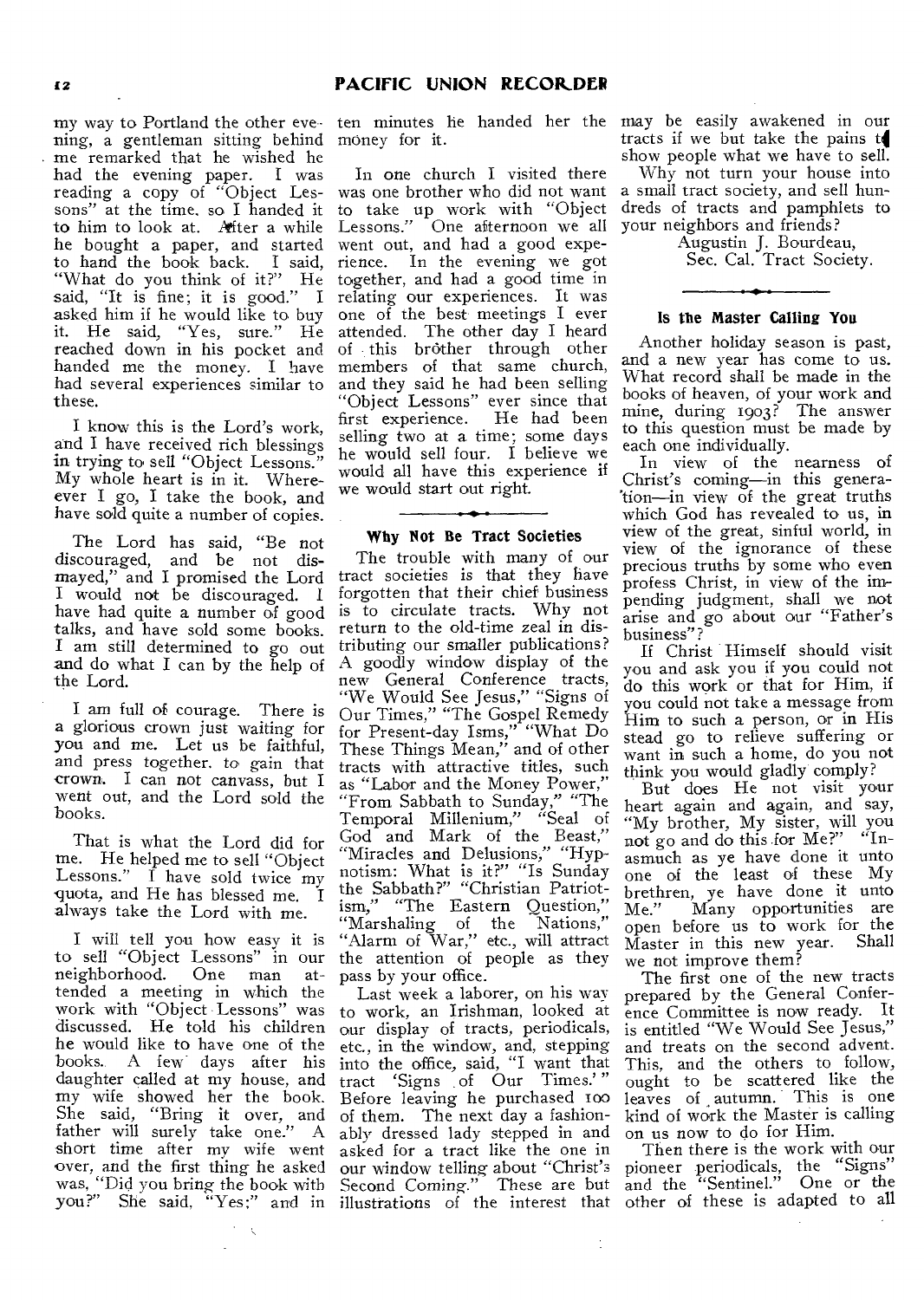my way to Portland the other evening, a gentleman sitting behind me remarked that he wished he had the evening paper. I was reading a copy of "Object Lessons" at the time, so I handed it to him to look at. After a while he bought a paper, and started to hand the book back. I said, "What do you think of it?" He said, "It is fine; it is good." I asked him if he would like to buy it. He said, "Yes, sure." He reached down in his pocket and handed me the money. I have had several experiences similar to these.

I know this is the Lord's work, and I have received rich blessings in trying to sell "Object Lessons." My whole heart is in it. Wherever I go, I take the book, and have sold quite a number of copies.

The Lord has said, "Be not discouraged, and be not dismayed," and I promised the Lord I would not be discouraged. I have had quite a number of good talks, and have sold some books. I am still determined to go out and do what I can by the help of the Lord.

I am full of courage. There is a glorious crown just waiting for you and me. Let us be faithful, and press together to gain that crown. I can not canvass, but I went out, and the Lord sold the books.

That is what the Lord did for me. He helped me to sell "Object Lessons." I have sold twice my quota, and He has blessed me. I always take the Lord with me.

I will tell you how easy it is to sell "Object Lessons" in our neighborhood. One man attended a meeting in which the work with "Object Lessons" was discussed. He told his children he would like to have one of the books. A few days after his daughter called at my house, and my wife showed her the book. She said, "Bring it over, and father will surely take one." A short time after my wife went over, and the first thing he asked was, "Did you bring the book with you?" She said, "Yes;" and in ten minutes he handed her the money for it.

In one church I visited there was one brother who did not want to take up work with "Object Lessons." One afternoon we all went out, and had a good experience. In the evening we got together, and had a good time in relating our experiences. It was one of the best meetings I ever attended. The other day I heard of this brother through other members of that same church, and they said he had been selling "Object Lessons" ever since that first experience. He had been selling two at a time; some days he would sell four. I believe we would all have this experience if we would start out right.

### Why Not Be Tract Societies

The trouble with many of our tract societies is that they have forgotten that their chief business is to circulate tracts. Why not return to the old-time zeal in distributing our smaller publications? A goodly window display of the new General Conference tracts, "We Would See Jesus," "Signs of Our Times," "The Gospel Remedy for Present-day Isms," "What Do These Things Mean," and of other tracts with attractive titles, such as "Labor and the Money Power," "From Sabbath to Sunday," "The Temporal Millenium," "Seal of God and Mark of the Beast," "Miracles and Delusions," "Hypnotism: What is it?" "Is Sunday the Sabbath?" "Christian Patriotism," "The Eastern Question," "Marshaling of the Nations," "Alarm of War," etc., will attract the attention of people as they pass by your office.

Last week a laborer, on his way to work, an Irishman, looked at our display of tracts, periodicals, etc., in the window, and, stepping into the office, said, "I want that tract 'Signs of Our Times.'" Before leaving he purchased 100 of them. The next day a fashionably dressed lady stepped in and asked for a tract like the one in our window telling about "Christ's Second Coming." These are but illustrations of the interest that may be easily awakened in our tracts if we but take the pains to show people what we have to sell.

Why not turn your house into a small tract society, and sell hundreds of tracts and pamphlets to your neighbors and friends?

Augustin J. Bourdeau,
Sec. Cal. Tract Society.

### Is the Master Calling You

Another holiday season is past, and a new year has come to us. What record shall be made in the books of heaven, of your work and mine, during 1903? The answer to this question must be made by each one individually.

In view of the nearness of Christ's coming—in this generation—in view of the great truths which God has revealed to us, in view of the great, sinful world, in view of the ignorance of these precious truths by some who even profess Christ, in view of the impending judgment, shall we not arise and go about our "Father's business"?

If Christ Himself should visit you and ask you if you could not do this work or that for Him, if you could not take a message from Him to such a person, or in His stead go to relieve suffering or want in such a home, do you not think you would gladly comply?

But does He not visit your heart again and again, and say, "My brother, My sister, will you not go and do this for Me?" "Inasmuch as ye have done it unto one of the least of these My brethren, ye have done it unto Me." Many opportunities are open before us to work for the Master in this new year. Shall we not improve them?

The first one of the new tracts prepared by the General Conference Committee is now ready. It is entitled "We Would See Jesus," and treats on the second advent. This, and the others to follow, ought to be scattered like the leaves of autumn. This is one kind of work the Master is calling on us now to do for Him.

Then there is the work with our pioneer periodicals, the "Signs" and the "Sentinel." One or the other of these is adapted to all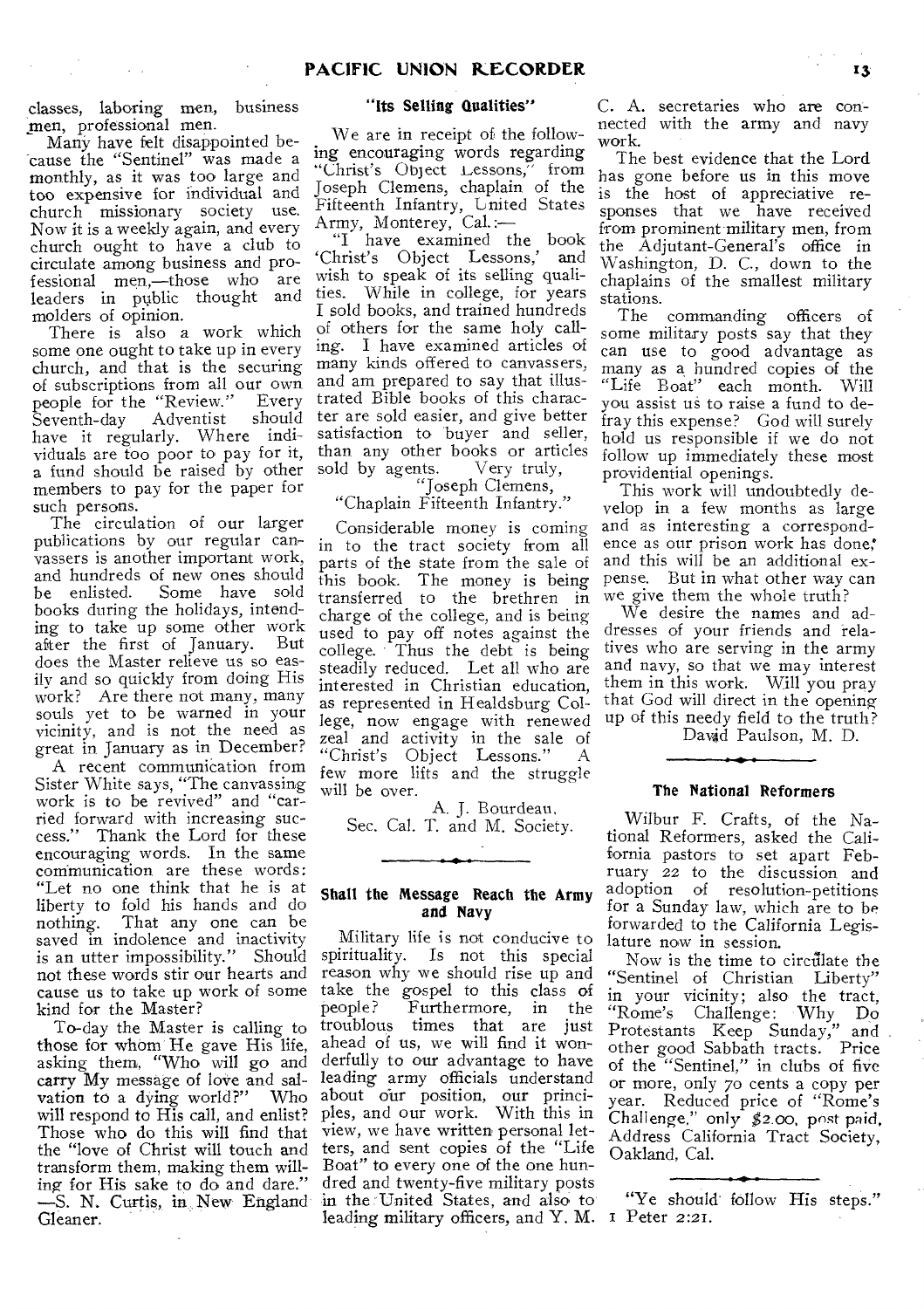classes, laboring men, business men, professional men.

Many have felt disappointed because the "Sentinel" was made a monthly, as it was too large and too expensive for individual and church missionary society use. Now it is a weekly again, and every church ought to have a club to circulate among business and professional men,—those who are leaders in public thought and molders of opinion.

There is also a work which some one ought to take up in every church, and that is the securing of subscriptions from all our own people for the "Review." Every Seventh-day Adventist should have it regularly. Where individuals are too poor to pay for it, a fund should be raised by other members to pay for the paper for such persons.

The circulation of our larger publications by our regular canvassers is another important work, and hundreds of new ones should be enlisted. Some have sold books during the holidays, intending to take up some other work after the first of January. But does the Master relieve us so easily and so quickly from doing His work? Are there not many, many souls yet to be warned in your vicinity, and is not the need as great in January as in December?

A recent communication from Sister White says, "The canvassing work is to be revived" and "carried forward with increasing success." Thank the Lord for these encouraging words. In the same communication are these words: "Let no one think that he is at liberty to fold his hands and do nothing. That any one can be saved in indolence and inactivity is an utter impossibility." Should not these words stir our hearts and cause us to take up work of some kind for the Master?

To-day the Master is calling to those for whom He gave His life, asking them, "Who will go and carry My message of love and salvation to a dying world?" Who will respond to His call, and enlist? Those who do this will find that the "love of Christ will touch and transform them, making them willing for His sake to do and dare." —S. N. Curtis, in New England Gleaner.

### "Its Selling Qualities"

We are in receipt of the following encouraging words regarding "Christ's Object Lessons," from Joseph Clemens, chaplain of the Fifteenth Infantry, United States Army, Monterey, Cal.:—

"I have examined the book 'Christ's Object Lessons,' and wish to speak of its selling qualities. While in college, for years I sold books, and trained hundreds of others for the same holy calling. I have examined articles of many kinds offered to canvassers, and am prepared to say that illustrated Bible books of this character are sold easier, and give better satisfaction to buyer and seller, than any other books or articles sold by agents. Very truly,

"Joseph Clemens,
"Chaplain Fifteenth Infantry."

Considerable money is coming in to the tract society from all parts of the state from the sale of this book. The money is being transferred to the brethren in charge of the college, and is being used to pay off notes against the college. Thus the debt is being steadily reduced. Let all who are interested in Christian education, as represented in Healdsburg College, now engage with renewed zeal and activity in the sale of "Christ's Object Lessons." A few more lifts and the struggle will be over.

A. J. Bourdeau,
Sec. Cal. T. and M. Society.

### Shall the Message Reach the Army and Navy

Military life is not conducive to spirituality. Is not this special reason why we should rise up and take the gospel to this class of people? Furthermore, in the troublous times that are just ahead of us, we will find it wonderfully to our advantage to have leading army officials understand about our position, our principles, and our work. With this in view, we have written personal letters, and sent copies of the "Life Boat" to every one of the one hundred and twenty-five military posts in the United States, and also to leading military officers, and Y. M. C. A. secretaries who are connected with the army and navy work.

The best evidence that the Lord has gone before us in this move is the host of appreciative responses that we have received from prominent military men, from the Adjutant-General's office in Washington, D. C., down to the chaplains of the smallest military stations.

The commanding officers of some military posts say that they can use to good advantage as many as a hundred copies of the "Life Boat" each month. Will you assist us to raise a fund to defray this expense? God will surely hold us responsible if we do not follow up immediately these most providential openings.

This work will undoubtedly develop in a few months as large and as interesting a correspondence as our prison work has done, and this will be an additional expense. But in what other way can we give them the whole truth?

We desire the names and addresses of your friends and relatives who are serving in the army and navy, so that we may interest them in this work. Will you pray that God will direct in the opening up of this needy field to the truth?

David Paulson, M. D.

### The National Reformers

Wilbur F. Crafts, of the National Reformers, asked the California pastors to set apart February 22 to the discussion and adoption of resolution-petitions for a Sunday law, which are to be forwarded to the California Legislature now in session.

Now is the time to circulate the "Sentinel of Christian Liberty" in your vicinity; also the tract, "Rome's Challenge: Why Do Protestants Keep Sunday," and other good Sabbath tracts. Price of the "Sentinel," in clubs of five or more, only 70 cents a copy per year. Reduced price of "Rome's Challenge," only $2.00, post paid. Address California Tract Society, Oakland, Cal.

"Ye should follow His steps." 1 Peter 2:21.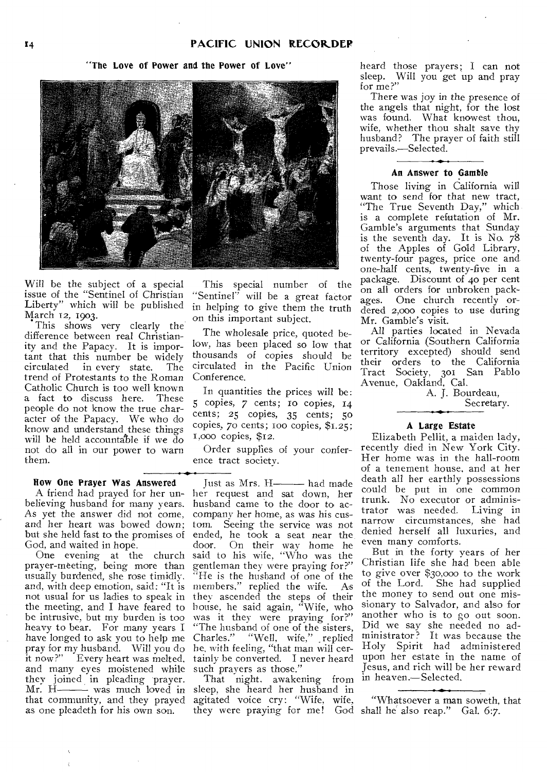### "The Love of Power and the Power of Love"

Will be the subject of a special issue of the "Sentinel of Christian Liberty" which will be published March 12, 1903.

This shows very clearly the difference between real Christianity and the Papacy. It is important that this number be widely circulated in every state. The trend of Protestants to the Roman Catholic Church is too well known a fact to discuss here. These people do not know the true character of the Papacy. We who do know and understand these things will be held accountable if we do not do all in our power to warn them.

This special number of the "Sentinel" will be a great factor in helping to give them the truth on this important subject.

The wholesale price, quoted below, has been placed so low that thousands of copies should be circulated in the Pacific Union Conference.

In quantities the prices will be: 5 copies, 7 cents; 10 copies, 14 cents; 25 copies, 35 cents; 50 copies, 70 cents; 100 copies, $1.25; 1,000 copies, $12.

Order supplies of your conference tract society.

### How One Prayer Was Answered

A friend had prayed for her unbelieving husband for many years. As yet the answer did not come, and her heart was bowed down; but she held fast to the promises of God, and waited in hope.

One evening at the church prayer-meeting, being more than usually burdened, she rose timidly, and, with deep emotion, said: "It is not usual for us ladies to speak in the meeting, and I have feared to be intrusive, but my burden is too heavy to bear. For many years I have longed to ask you to help me pray for my husband. Will you do it now?" Every heart was melted, and many eyes moistened while they joined in pleading prayer. Mr. H——— was much loved in that community, and they prayed as one pleadeth for his own son.

Just as Mrs. H——— had made her request and sat down, her husband came to the door to accompany her home, as was his custom. Seeing the service was not ended, he took a seat near the door. On their way home he said to his wife, "Who was the gentleman they were praying for?" "He is the husband of one of the members," replied the wife. As they ascended the steps of their house, he said again, "Wife, who was it they were praying for?" "The husband of one of the sisters, Charles." "Well, wife," replied he, with feeling, "that man will certainly be converted. I never heard such prayers as those."

That night, awakening from sleep, she heard her husband in agitated voice cry: "Wife, wife, they were praying for me! God heard those prayers; I can not sleep. Will you get up and pray for me?"

There was joy in the presence of the angels that night, for the lost was found. What knowest thou, wife, whether thou shalt save thy husband? The prayer of faith still prevails.—Selected.

### An Answer to Gamble

Those living in California will want to send for that new tract, "The True Seventh Day," which is a complete refutation of Mr. Gamble's arguments that Sunday is the seventh day. It is No. 78 of the Apples of Gold Library, twenty-four pages, price one and one-half cents, twenty-five in a package. Discount of 40 per cent on all orders for unbroken packages. One church recently ordered 2,000 copies to use during Mr. Gamble's visit.

All parties located in Nevada or California (Southern California territory excepted) should send their orders to the California Tract Society, 301 San Pablo Avenue, Oakland, Cal.

A. J. Bourdeau,
Secretary.

### A Large Estate

Elizabeth Pellit, a maiden lady, recently died in New York City. Her home was in the hall-room of a tenement house, and at her death all her earthly possessions could be put in one common trunk. No executor or administrator was needed. Living in narrow circumstances, she had denied herself all luxuries, and even many comforts.

But in the forty years of her Christian life she had been able to give over $30,000 to the work of the Lord. She had supplied the money to send out one missionary to Salvador, and also for another who is to go out soon. Did we say she needed no administrator? It was because the Holy Spirit had administered upon her estate in the name of Jesus, and rich will be her reward in heaven.—Selected.

"Whatsoever a man soweth, that shall he also reap." Gal. 6:7.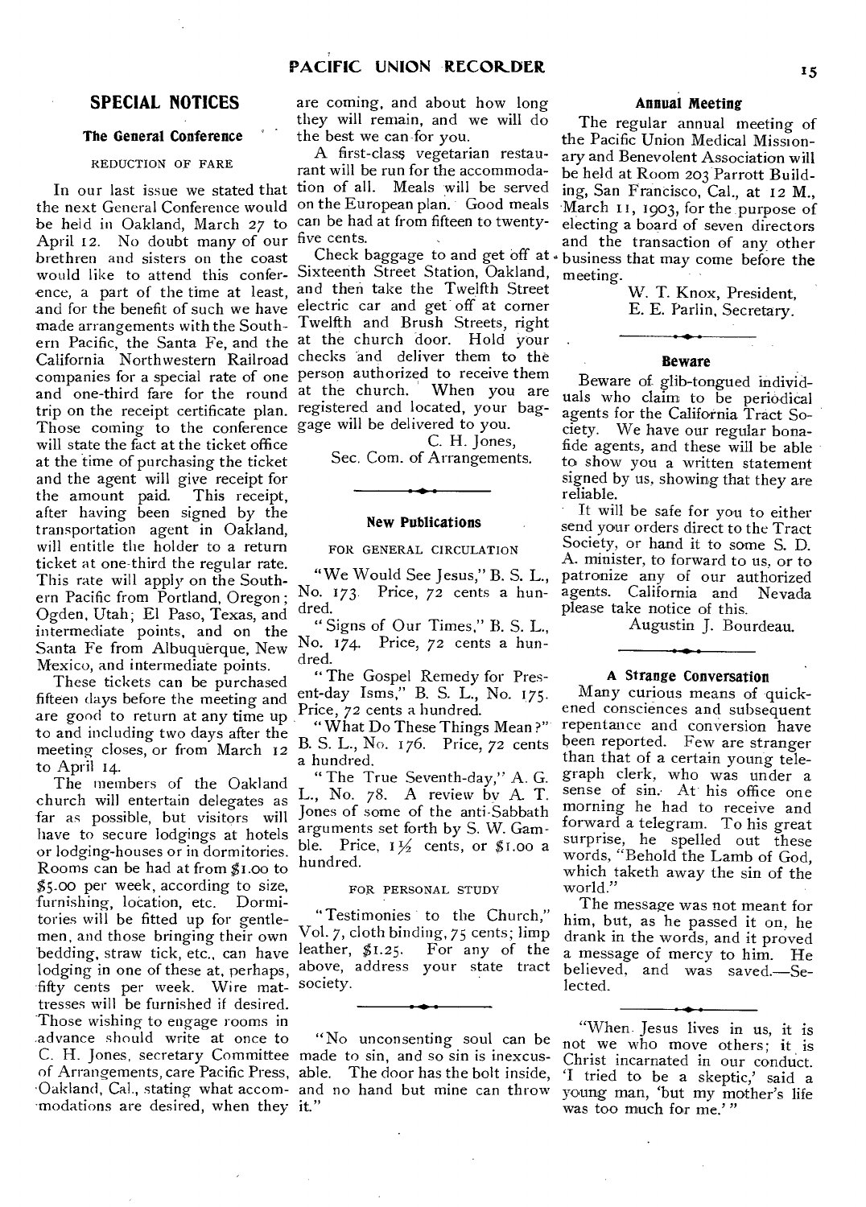## SPECIAL NOTICES

### The General Conference

REDUCTION OF FARE

In our last issue we stated that the next General Conference would be held in Oakland, March 27 to April 12. No doubt many of our brethren and sisters on the coast would like to attend this conference, a part of the time at least, and for the benefit of such we have made arrangements with the Southern Pacific, the Santa Fe, and the California Northwestern Railroad companies for a special rate of one and one-third fare for the round trip on the receipt certificate plan. Those coming to the conference will state the fact at the ticket office at the time of purchasing the ticket and the agent will give receipt for the amount paid. This receipt, after having been signed by the transportation agent in Oakland, will entitle the holder to a return ticket at one-third the regular rate. This rate will apply on the Southern Pacific from Portland, Oregon; Ogden, Utah; El Paso, Texas, and intermediate points, and on the Santa Fe from Albuquerque, New Mexico, and intermediate points.

These tickets can be purchased fifteen days before the meeting and are good to return at any time up to and including two days after the meeting closes, or from March 12 to April 14.

The members of the Oakland church will entertain delegates as far as possible, but visitors will have to secure lodgings at hotels or lodging-houses or in dormitories. Rooms can be had at from $1.00 to $5.00 per week, according to size, furnishing, location, etc. Dormitories will be fitted up for gentlemen, and those bringing their own bedding, straw tick, etc., can have lodging in one of these at, perhaps, fifty cents per week. Wire mattresses will be furnished if desired. Those wishing to engage rooms in advance should write at once to C. H. Jones, secretary Committee of Arrangements, care Pacific Press, Oakland, Cal., stating what accommodations are desired, when they are coming, and about how long they will remain, and we will do the best we can for you.

A first-class vegetarian restaurant will be run for the accommodation of all. Meals will be served on the European plan. Good meals can be had at from fifteen to twenty-five cents.

Check baggage to and get off at Sixteenth Street Station, Oakland, and then take the Twelfth Street electric car and get off at corner Twelfth and Brush Streets, right at the church door. Hold your checks and deliver them to the person authorized to receive them at the church. When you are registered and located, your baggage will be delivered to you.

C. H. Jones,
Sec. Com. of Arrangements.

### New Publications

FOR GENERAL CIRCULATION

"We Would See Jesus," B. S. L., No. 173. Price, 72 cents a hundred.

"Signs of Our Times," B. S. L., No. 174. Price, 72 cents a hundred.

"The Gospel Remedy for Present-day Isms," B. S. L., No. 175. Price, 72 cents a hundred.

"What Do These Things Mean?" B. S. L., No. 176. Price, 72 cents a hundred.

"The True Seventh-day," A. G. L., No. 78. A review by A. T. Jones of some of the anti-Sabbath arguments set forth by S. W. Gamble. Price, 1½ cents, or $1.00 a hundred.

FOR PERSONAL STUDY

"Testimonies to the Church," Vol. 7, cloth binding, 75 cents; limp leather, $1.25. For any of the above, address your state tract society.

"No unconsenting soul can be made to sin, and so sin is inexcusable. The door has the bolt inside, and no hand but mine can throw it."

### Annual Meeting

The regular annual meeting of the Pacific Union Medical Missionary and Benevolent Association will be held at Room 203 Parrott Building, San Francisco, Cal., at 12 M., March 11, 1903, for the purpose of electing a board of seven directors and the transaction of any other business that may come before the meeting.

W. T. Knox, President,
E. E. Parlin, Secretary.

### Beware

Beware of glib-tongued individuals who claim to be periodical agents for the California Tract Society. We have our regular bona-fide agents, and these will be able to show you a written statement signed by us, showing that they are reliable.

It will be safe for you to either send your orders direct to the Tract Society, or hand it to some S. D. A. minister, to forward to us, or to patronize any of our authorized agents. California and Nevada please take notice of this.

Augustin J. Bourdeau.

### A Strange Conversation

Many curious means of quickened consciences and subsequent repentance and conversion have been reported. Few are stranger than that of a certain young telegraph clerk, who was under a sense of sin. At his office one morning he had to receive and forward a telegram. To his great surprise, he spelled out these words, "Behold the Lamb of God, which taketh away the sin of the world."

The message was not meant for him, but, as he passed it on, he drank in the words, and it proved a message of mercy to him. He believed, and was saved.—Selected.

"When Jesus lives in us, it is not we who move others; it is Christ incarnated in our conduct. 'I tried to be a skeptic,' said a young man, 'but my mother's life was too much for me.'"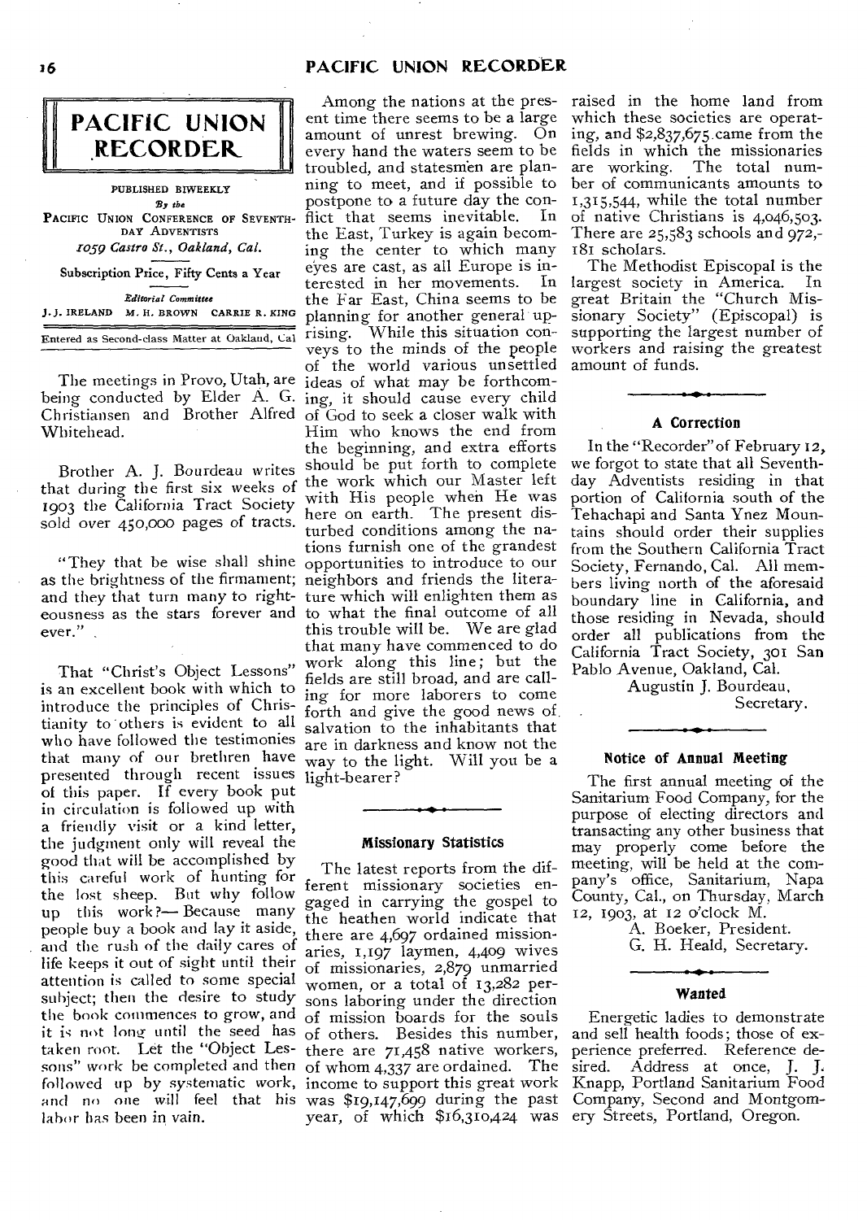# PACIFIC UNION RECORDER

PUBLISHED BIWEEKLY
*By the*
PACIFIC UNION CONFERENCE OF SEVENTH-DAY ADVENTISTS
*1059 Castro St., Oakland, Cal.*

Subscription Price, Fifty Cents a Year

*Editorial Committee*
J. J. IRELAND M. H. BROWN CARRIE R. KING

Entered as Second-class Matter at Oakland, Cal

The meetings in Provo, Utah, are being conducted by Elder A. G. Christiansen and Brother Alfred Whitehead.

Brother A. J. Bourdeau writes that during the first six weeks of 1903 the California Tract Society sold over 450,000 pages of tracts.

"They that be wise shall shine as the brightness of the firmament; and they that turn many to righteousness as the stars forever and ever."

That "Christ's Object Lessons" is an excellent book with which to introduce the principles of Christianity to others is evident to all who have followed the testimonies that many of our brethren have presented through recent issues of this paper. If every book put in circulation is followed up with a friendly visit or a kind letter, the judgment only will reveal the good that will be accomplished by this careful work of hunting for the lost sheep. But why follow up this work?—Because many people buy a book and lay it aside, and the rush of the daily cares of life keeps it out of sight until their attention is called to some special subject; then the desire to study the book commences to grow, and it is not long until the seed has taken root. Let the "Object Lessons" work be completed and then followed up by systematic work, and no one will feel that his labor has been in vain.

Among the nations at the present time there seems to be a large amount of unrest brewing. On every hand the waters seem to be troubled, and statesmen are planning to meet, and if possible to postpone to a future day the conflict that seems inevitable. In the East, Turkey is again becoming the center to which many eyes are cast, as all Europe is interested in her movements. In the Far East, China seems to be planning for another general uprising. While this situation conveys to the minds of the people of the world various unsettled ideas of what may be forthcoming, it should cause every child of God to seek a closer walk with Him who knows the end from the beginning, and extra efforts should be put forth to complete the work which our Master left with His people when He was here on earth. The present disturbed conditions among the nations furnish one of the grandest opportunities to introduce to our neighbors and friends the literature which will enlighten them as to what the final outcome of all this trouble will be. We are glad that many have commenced to do work along this line; but the fields are still broad, and are calling for more laborers to come forth and give the good news of salvation to the inhabitants that are in darkness and know not the way to the light. Will you be a light-bearer?

### Missionary Statistics

The latest reports from the different missionary societies engaged in carrying the gospel to the heathen world indicate that there are 4,697 ordained missionaries, 1,197 laymen, 4,409 wives of missionaries, 2,879 unmarried women, or a total of 13,282 persons laboring under the direction of mission boards for the souls of others. Besides this number, there are 71,458 native workers, of whom 4,337 are ordained. The income to support this great work was $19,147,699 during the past year, of which $16,310,424 was raised in the home land from which these societies are operating, and $2,837,675 came from the fields in which the missionaries are working. The total number of communicants amounts to 1,315,544, while the total number of native Christians is 4,046,503. There are 25,583 schools and 972,181 scholars.

The Methodist Episcopal is the largest society in America. In great Britain the "Church Missionary Society" (Episcopal) is supporting the largest number of workers and raising the greatest amount of funds.

### A Correction

In the "Recorder" of February 12, we forgot to state that all Seventh-day Adventists residing in that portion of California south of the Tehachapi and Santa Ynez Mountains should order their supplies from the Southern California Tract Society, Fernando, Cal. All members living north of the aforesaid boundary line in California, and those residing in Nevada, should order all publications from the California Tract Society, 301 San Pablo Avenue, Oakland, Cal.

Augustin J. Bourdeau,
Secretary.

### Notice of Annual Meeting

The first annual meeting of the Sanitarium Food Company, for the purpose of electing directors and transacting any other business that may properly come before the meeting, will be held at the company's office, Sanitarium, Napa County, Cal., on Thursday, March 12, 1903, at 12 o'clock M.

A. Boeker, President.
G. H. Heald, Secretary.

### Wanted

Energetic ladies to demonstrate and sell health foods; those of experience preferred. Reference desired. Address at once, J. J. Knapp, Portland Sanitarium Food Company, Second and Montgomery Streets, Portland, Oregon.